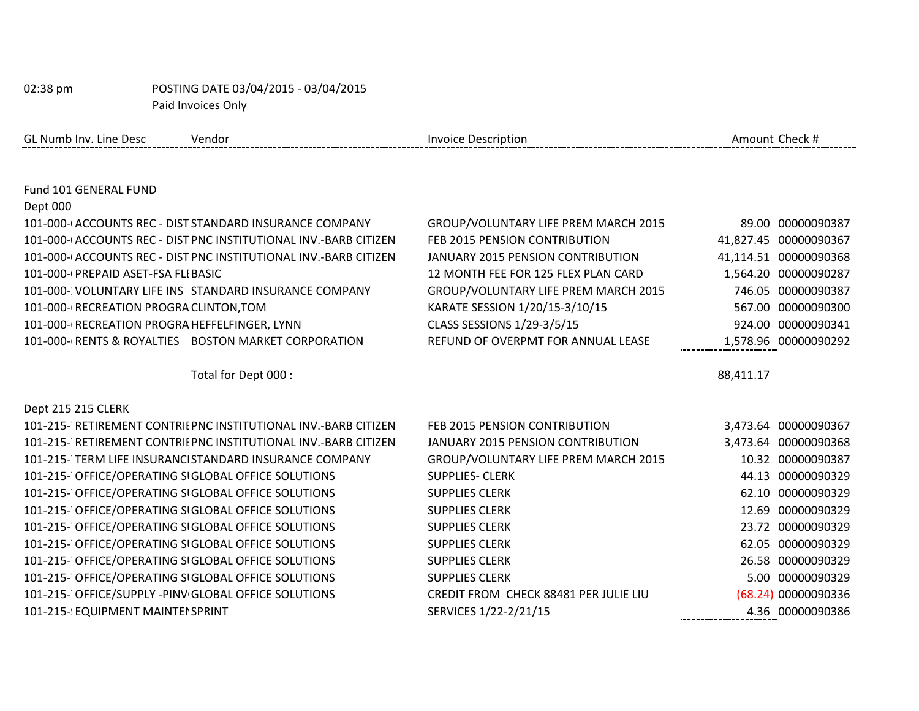02:38 pm POSTING DATE 03/04/2015 - 03/04/2015

Paid Invoices Only

| GL Numb | Inv. Line Desc | Vendor | Invoice Description | Amount | Check # |
|---|---|---|---|---|---|
| **Fund 101 GENERAL FUND** | | | | | |
| **Dept 000** | | | | | |
| 101-000-( | ACCOUNTS REC - DIST | STANDARD INSURANCE COMPANY | GROUP/VOLUNTARY LIFE PREM MARCH 2015 | 89.00 | 00000090387 |
| 101-000-( | ACCOUNTS REC - DIST | PNC INSTITUTIONAL INV.-BARB CITIZEN | FEB 2015 PENSION CONTRIBUTION | 41,827.45 | 00000090367 |
| 101-000-( | ACCOUNTS REC - DIST | PNC INSTITUTIONAL INV.-BARB CITIZEN | JANUARY 2015 PENSION CONTRIBUTION | 41,114.51 | 00000090368 |
| 101-000-( | PREPAID ASET-FSA FLI | BASIC | 12 MONTH FEE FOR 125 FLEX PLAN CARD | 1,564.20 | 00000090287 |
| 101-000-: | VOLUNTARY LIFE INS | STANDARD INSURANCE COMPANY | GROUP/VOLUNTARY LIFE PREM MARCH 2015 | 746.05 | 00000090387 |
| 101-000-( | RECREATION PROGRA | CLINTON,TOM | KARATE SESSION 1/20/15-3/10/15 | 567.00 | 00000090300 |
| 101-000-( | RECREATION PROGRA | HEFFELFINGER, LYNN | CLASS SESSIONS 1/29-3/5/15 | 924.00 | 00000090341 |
| 101-000-( | RENTS & ROYALTIES | BOSTON MARKET CORPORATION | REFUND OF OVERPMT FOR ANNUAL LEASE | 1,578.96 | 00000090292 |
| | | Total for Dept 000 : | | 88,411.17 | |
| **Dept 215 215 CLERK** | | | | | |
| 101-215-' | RETIREMENT CONTRIE | PNC INSTITUTIONAL INV.-BARB CITIZEN | FEB 2015 PENSION CONTRIBUTION | 3,473.64 | 00000090367 |
| 101-215-' | RETIREMENT CONTRIE | PNC INSTITUTIONAL INV.-BARB CITIZEN | JANUARY 2015 PENSION CONTRIBUTION | 3,473.64 | 00000090368 |
| 101-215-' | TERM LIFE INSURANCI | STANDARD INSURANCE COMPANY | GROUP/VOLUNTARY LIFE PREM MARCH 2015 | 10.32 | 00000090387 |
| 101-215-' | OFFICE/OPERATING SI | GLOBAL OFFICE SOLUTIONS | SUPPLIES- CLERK | 44.13 | 00000090329 |
| 101-215-' | OFFICE/OPERATING SI | GLOBAL OFFICE SOLUTIONS | SUPPLIES CLERK | 62.10 | 00000090329 |
| 101-215-' | OFFICE/OPERATING SI | GLOBAL OFFICE SOLUTIONS | SUPPLIES CLERK | 12.69 | 00000090329 |
| 101-215-' | OFFICE/OPERATING SI | GLOBAL OFFICE SOLUTIONS | SUPPLIES CLERK | 23.72 | 00000090329 |
| 101-215-' | OFFICE/OPERATING SI | GLOBAL OFFICE SOLUTIONS | SUPPLIES CLERK | 62.05 | 00000090329 |
| 101-215-' | OFFICE/OPERATING SI | GLOBAL OFFICE SOLUTIONS | SUPPLIES CLERK | 26.58 | 00000090329 |
| 101-215-' | OFFICE/OPERATING SI | GLOBAL OFFICE SOLUTIONS | SUPPLIES CLERK | 5.00 | 00000090329 |
| 101-215-' | OFFICE/SUPPLY -PINV | GLOBAL OFFICE SOLUTIONS | CREDIT FROM CHECK 88481 PER JULIE LIU | (68.24) | 00000090336 |
| 101-215-! | EQUIPMENT MAINTEI | SPRINT | SERVICES 1/22-2/21/15 | 4.36 | 00000090386 |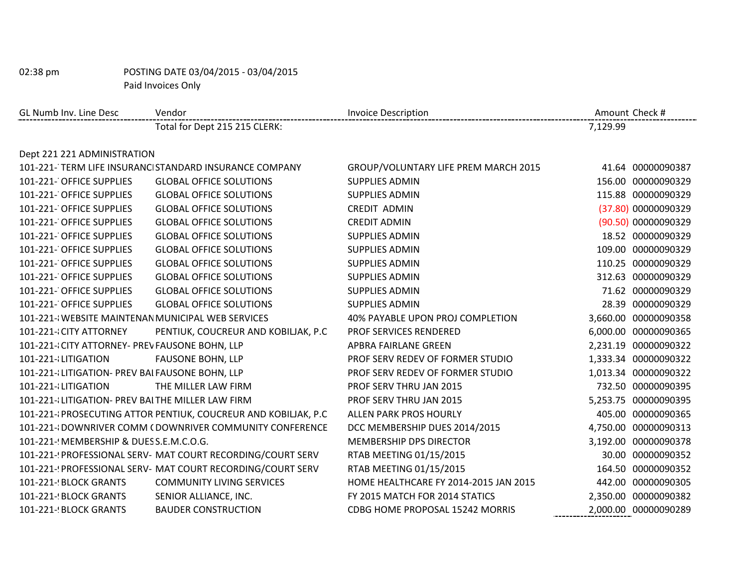02:38 pm POSTING DATE 03/04/2015 - 03/04/2015

Paid Invoices Only

| GL Numb Inv. Line Desc | Vendor | Invoice Description | Amount | Check # |
|---|---|---|---|---|
| | Total for Dept 215 215 CLERK: | | 7,129.99 | |
| **Dept 221 221 ADMINISTRATION** | | | | |
| 101-221-' TERM LIFE INSURANC | STANDARD INSURANCE COMPANY | GROUP/VOLUNTARY LIFE PREM MARCH 2015 | 41.64 | 00000090387 |
| 101-221-' OFFICE SUPPLIES | GLOBAL OFFICE SOLUTIONS | SUPPLIES ADMIN | 156.00 | 00000090329 |
| 101-221-' OFFICE SUPPLIES | GLOBAL OFFICE SOLUTIONS | SUPPLIES ADMIN | 115.88 | 00000090329 |
| 101-221-' OFFICE SUPPLIES | GLOBAL OFFICE SOLUTIONS | CREDIT ADMIN | (37.80) | 00000090329 |
| 101-221-' OFFICE SUPPLIES | GLOBAL OFFICE SOLUTIONS | CREDIT ADMIN | (90.50) | 00000090329 |
| 101-221-' OFFICE SUPPLIES | GLOBAL OFFICE SOLUTIONS | SUPPLIES ADMIN | 18.52 | 00000090329 |
| 101-221-' OFFICE SUPPLIES | GLOBAL OFFICE SOLUTIONS | SUPPLIES ADMIN | 109.00 | 00000090329 |
| 101-221-' OFFICE SUPPLIES | GLOBAL OFFICE SOLUTIONS | SUPPLIES ADMIN | 110.25 | 00000090329 |
| 101-221-' OFFICE SUPPLIES | GLOBAL OFFICE SOLUTIONS | SUPPLIES ADMIN | 312.63 | 00000090329 |
| 101-221-' OFFICE SUPPLIES | GLOBAL OFFICE SOLUTIONS | SUPPLIES ADMIN | 71.62 | 00000090329 |
| 101-221-' OFFICE SUPPLIES | GLOBAL OFFICE SOLUTIONS | SUPPLIES ADMIN | 28.39 | 00000090329 |
| 101-221-! WEBSITE MAINTENAN | MUNICIPAL WEB SERVICES | 40% PAYABLE UPON PROJ COMPLETION | 3,660.00 | 00000090358 |
| 101-221-! CITY ATTORNEY | PENTIUK, COUCREUR AND KOBILJAK, P.C | PROF SERVICES RENDERED | 6,000.00 | 00000090365 |
| 101-221-! CITY ATTORNEY- PREV | FAUSONE BOHN, LLP | APBRA FAIRLANE GREEN | 2,231.19 | 00000090322 |
| 101-221-! LITIGATION | FAUSONE BOHN, LLP | PROF SERV REDEV OF FORMER STUDIO | 1,333.34 | 00000090322 |
| 101-221-! LITIGATION- PREV BAI | FAUSONE BOHN, LLP | PROF SERV REDEV OF FORMER STUDIO | 1,013.34 | 00000090322 |
| 101-221-! LITIGATION | THE MILLER LAW FIRM | PROF SERV THRU JAN 2015 | 732.50 | 00000090395 |
| 101-221-! LITIGATION- PREV BAI | THE MILLER LAW FIRM | PROF SERV THRU JAN 2015 | 5,253.75 | 00000090395 |
| 101-221-! PROSECUTING ATTOR | PENTIUK, COUCREUR AND KOBILJAK, P.C | ALLEN PARK PROS HOURLY | 405.00 | 00000090365 |
| 101-221-! DOWNRIVER COMM ( | DOWNRIVER COMMUNITY CONFERENCE | DCC MEMBERSHIP DUES 2014/2015 | 4,750.00 | 00000090313 |
| 101-221-! MEMBERSHIP & DUES | S.E.M.C.O.G. | MEMBERSHIP DPS DIRECTOR | 3,192.00 | 00000090378 |
| 101-221-! PROFESSIONAL SERV- | MAT COURT RECORDING/COURT SERV | RTAB MEETING 01/15/2015 | 30.00 | 00000090352 |
| 101-221-! PROFESSIONAL SERV- | MAT COURT RECORDING/COURT SERV | RTAB MEETING 01/15/2015 | 164.50 | 00000090352 |
| 101-221-! BLOCK GRANTS | COMMUNITY LIVING SERVICES | HOME HEALTHCARE FY 2014-2015 JAN 2015 | 442.00 | 00000090305 |
| 101-221-! BLOCK GRANTS | SENIOR ALLIANCE, INC. | FY 2015 MATCH FOR 2014 STATICS | 2,350.00 | 00000090382 |
| 101-221-! BLOCK GRANTS | BAUDER CONSTRUCTION | CDBG HOME PROPOSAL 15242 MORRIS | 2,000.00 | 00000090289 |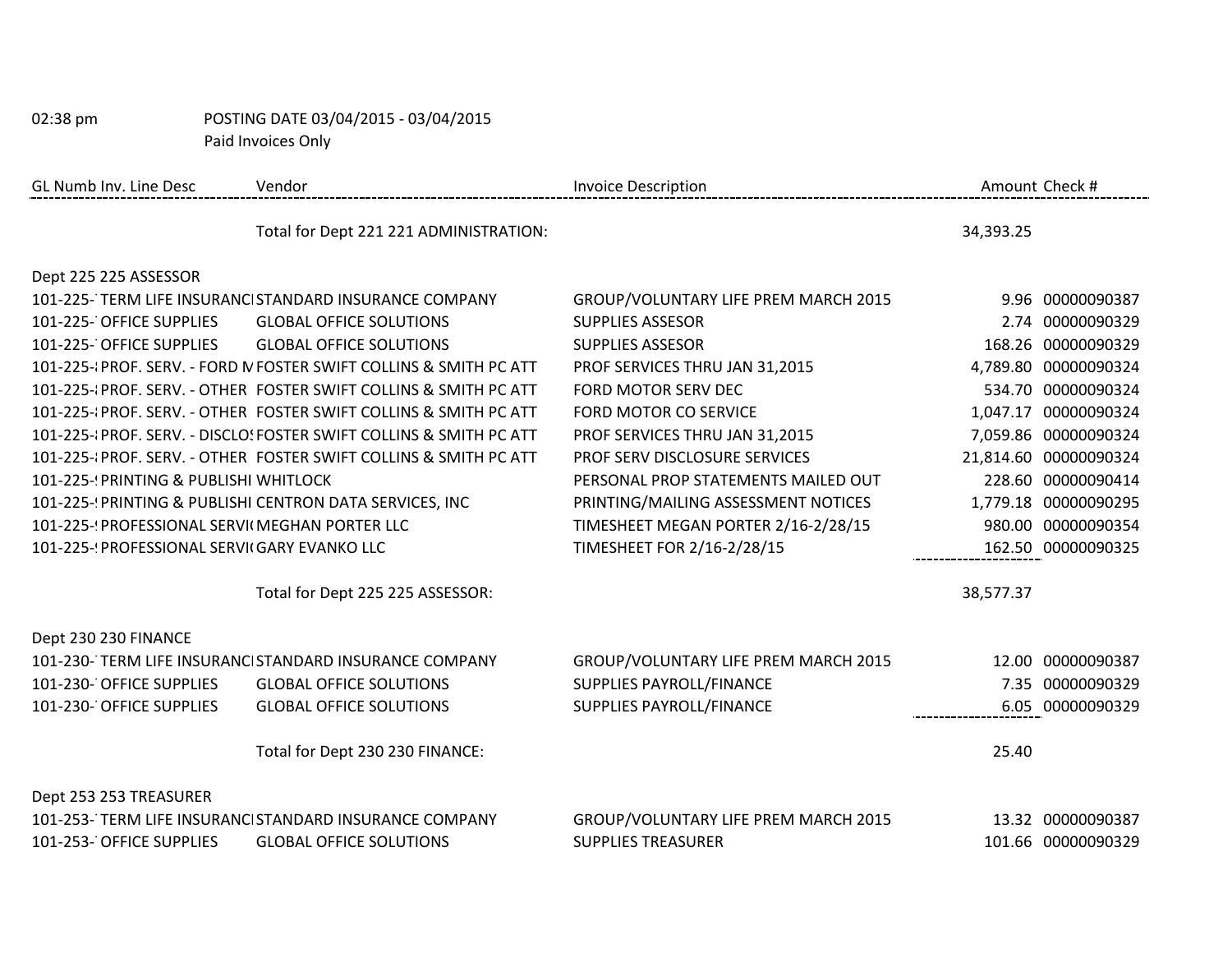02:38 pm POSTING DATE 03/04/2015 - 03/04/2015

Paid Invoices Only

| GL Numb | Inv. Line Desc | Vendor | Invoice Description | Amount | Check # |
|---|---|---|---|---|---|
| | | Total for Dept 221 221 ADMINISTRATION: | | 34,393.25 | |
| Dept 225 225 ASSESSOR | | | | | |
| 101-225-' | TERM LIFE INSURANCI | STANDARD INSURANCE COMPANY | GROUP/VOLUNTARY LIFE PREM MARCH 2015 | 9.96 | 00000090387 |
| 101-225-' | OFFICE SUPPLIES | GLOBAL OFFICE SOLUTIONS | SUPPLIES ASSESOR | 2.74 | 00000090329 |
| 101-225-' | OFFICE SUPPLIES | GLOBAL OFFICE SOLUTIONS | SUPPLIES ASSESOR | 168.26 | 00000090329 |
| 101-225-i | PROF. SERV. - FORD N | FOSTER SWIFT COLLINS & SMITH PC ATT | PROF SERVICES THRU JAN 31,2015 | 4,789.80 | 00000090324 |
| 101-225-i | PROF. SERV. - OTHER | FOSTER SWIFT COLLINS & SMITH PC ATT | FORD MOTOR SERV DEC | 534.70 | 00000090324 |
| 101-225-i | PROF. SERV. - OTHER | FOSTER SWIFT COLLINS & SMITH PC ATT | FORD MOTOR CO SERVICE | 1,047.17 | 00000090324 |
| 101-225-i | PROF. SERV. - DISCLOS | FOSTER SWIFT COLLINS & SMITH PC ATT | PROF SERVICES THRU JAN 31,2015 | 7,059.86 | 00000090324 |
| 101-225-i | PROF. SERV. - OTHER | FOSTER SWIFT COLLINS & SMITH PC ATT | PROF SERV DISCLOSURE SERVICES | 21,814.60 | 00000090324 |
| 101-225-! | PRINTING & PUBLISHI | WHITLOCK | PERSONAL PROP STATEMENTS MAILED OUT | 228.60 | 00000090414 |
| 101-225-! | PRINTING & PUBLISHI | CENTRON DATA SERVICES, INC | PRINTING/MAILING ASSESSMENT NOTICES | 1,779.18 | 00000090295 |
| 101-225-! | PROFESSIONAL SERVI( | MEGHAN PORTER LLC | TIMESHEET MEGAN PORTER 2/16-2/28/15 | 980.00 | 00000090354 |
| 101-225-! | PROFESSIONAL SERVI( | GARY EVANKO LLC | TIMESHEET FOR 2/16-2/28/15 | 162.50 | 00000090325 |
| | | Total for Dept 225 225 ASSESSOR: | | 38,577.37 | |
| Dept 230 230 FINANCE | | | | | |
| 101-230-' | TERM LIFE INSURANCI | STANDARD INSURANCE COMPANY | GROUP/VOLUNTARY LIFE PREM MARCH 2015 | 12.00 | 00000090387 |
| 101-230-' | OFFICE SUPPLIES | GLOBAL OFFICE SOLUTIONS | SUPPLIES PAYROLL/FINANCE | 7.35 | 00000090329 |
| 101-230-' | OFFICE SUPPLIES | GLOBAL OFFICE SOLUTIONS | SUPPLIES PAYROLL/FINANCE | 6.05 | 00000090329 |
| | | Total for Dept 230 230 FINANCE: | | 25.40 | |
| Dept 253 253 TREASURER | | | | | |
| 101-253-' | TERM LIFE INSURANCI | STANDARD INSURANCE COMPANY | GROUP/VOLUNTARY LIFE PREM MARCH 2015 | 13.32 | 00000090387 |
| 101-253-' | OFFICE SUPPLIES | GLOBAL OFFICE SOLUTIONS | SUPPLIES TREASURER | 101.66 | 00000090329 |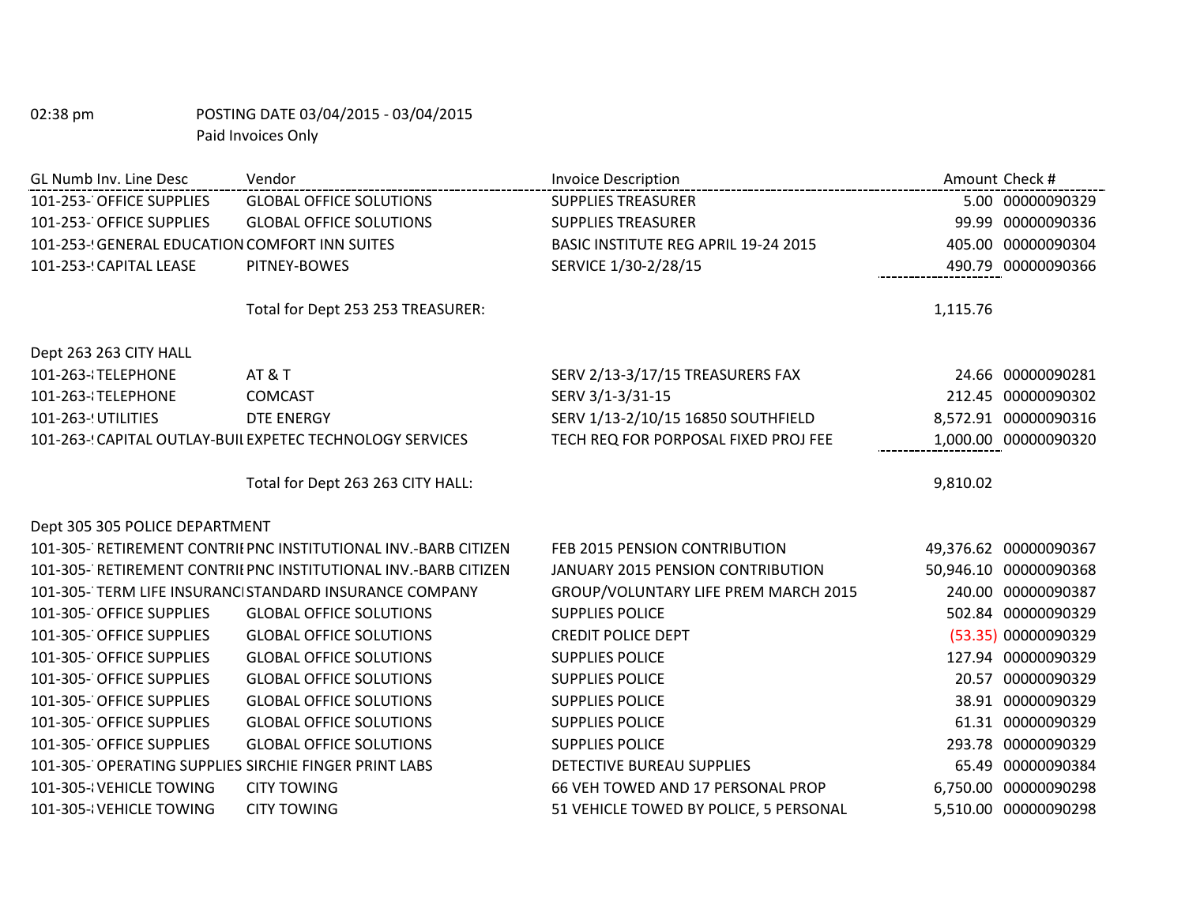02:38 pm POSTING DATE 03/04/2015 - 03/04/2015
Paid Invoices Only

| GL Numb Inv. Line Desc | Vendor | Invoice Description | Amount | Check # |
|---|---|---|---|---|
| 101-253-' OFFICE SUPPLIES | GLOBAL OFFICE SOLUTIONS | SUPPLIES TREASURER | 5.00 | 00000090329 |
| 101-253-' OFFICE SUPPLIES | GLOBAL OFFICE SOLUTIONS | SUPPLIES TREASURER | 99.99 | 00000090336 |
| 101-253-! GENERAL EDUCATION | COMFORT INN SUITES | BASIC INSTITUTE REG APRIL 19-24 2015 | 405.00 | 00000090304 |
| 101-253-! CAPITAL LEASE | PITNEY-BOWES | SERVICE 1/30-2/28/15 | 490.79 | 00000090366 |
| | Total for Dept 253 253 TREASURER: | | 1,115.76 | |
| Dept 263 263 CITY HALL | | | | |
| 101-263-{ TELEPHONE | AT & T | SERV 2/13-3/17/15 TREASURERS FAX | 24.66 | 00000090281 |
| 101-263-{ TELEPHONE | COMCAST | SERV 3/1-3/31-15 | 212.45 | 00000090302 |
| 101-263-! UTILITIES | DTE ENERGY | SERV 1/13-2/10/15 16850 SOUTHFIELD | 8,572.91 | 00000090316 |
| 101-263-! CAPITAL OUTLAY-BUIL | EXPETEC TECHNOLOGY SERVICES | TECH REQ FOR PORPOSAL FIXED PROJ FEE | 1,000.00 | 00000090320 |
| | Total for Dept 263 263 CITY HALL: | | 9,810.02 | |
| Dept 305 305 POLICE DEPARTMENT | | | | |
| 101-305-' RETIREMENT CONTRI | PNC INSTITUTIONAL INV.-BARB CITIZEN | FEB 2015 PENSION CONTRIBUTION | 49,376.62 | 00000090367 |
| 101-305-' RETIREMENT CONTRI | PNC INSTITUTIONAL INV.-BARB CITIZEN | JANUARY 2015 PENSION CONTRIBUTION | 50,946.10 | 00000090368 |
| 101-305-' TERM LIFE INSURANC | STANDARD INSURANCE COMPANY | GROUP/VOLUNTARY LIFE PREM MARCH 2015 | 240.00 | 00000090387 |
| 101-305-' OFFICE SUPPLIES | GLOBAL OFFICE SOLUTIONS | SUPPLIES POLICE | 502.84 | 00000090329 |
| 101-305-' OFFICE SUPPLIES | GLOBAL OFFICE SOLUTIONS | CREDIT POLICE DEPT | (53.35) | 00000090329 |
| 101-305-' OFFICE SUPPLIES | GLOBAL OFFICE SOLUTIONS | SUPPLIES POLICE | 127.94 | 00000090329 |
| 101-305-' OFFICE SUPPLIES | GLOBAL OFFICE SOLUTIONS | SUPPLIES POLICE | 20.57 | 00000090329 |
| 101-305-' OFFICE SUPPLIES | GLOBAL OFFICE SOLUTIONS | SUPPLIES POLICE | 38.91 | 00000090329 |
| 101-305-' OFFICE SUPPLIES | GLOBAL OFFICE SOLUTIONS | SUPPLIES POLICE | 61.31 | 00000090329 |
| 101-305-' OFFICE SUPPLIES | GLOBAL OFFICE SOLUTIONS | SUPPLIES POLICE | 293.78 | 00000090329 |
| 101-305-' OPERATING SUPPLIES | SIRCHIE FINGER PRINT LABS | DETECTIVE BUREAU SUPPLIES | 65.49 | 00000090384 |
| 101-305-{ VEHICLE TOWING | CITY TOWING | 66 VEH TOWED AND 17 PERSONAL PROP | 6,750.00 | 00000090298 |
| 101-305-{ VEHICLE TOWING | CITY TOWING | 51 VEHICLE TOWED BY POLICE, 5 PERSONAL | 5,510.00 | 00000090298 |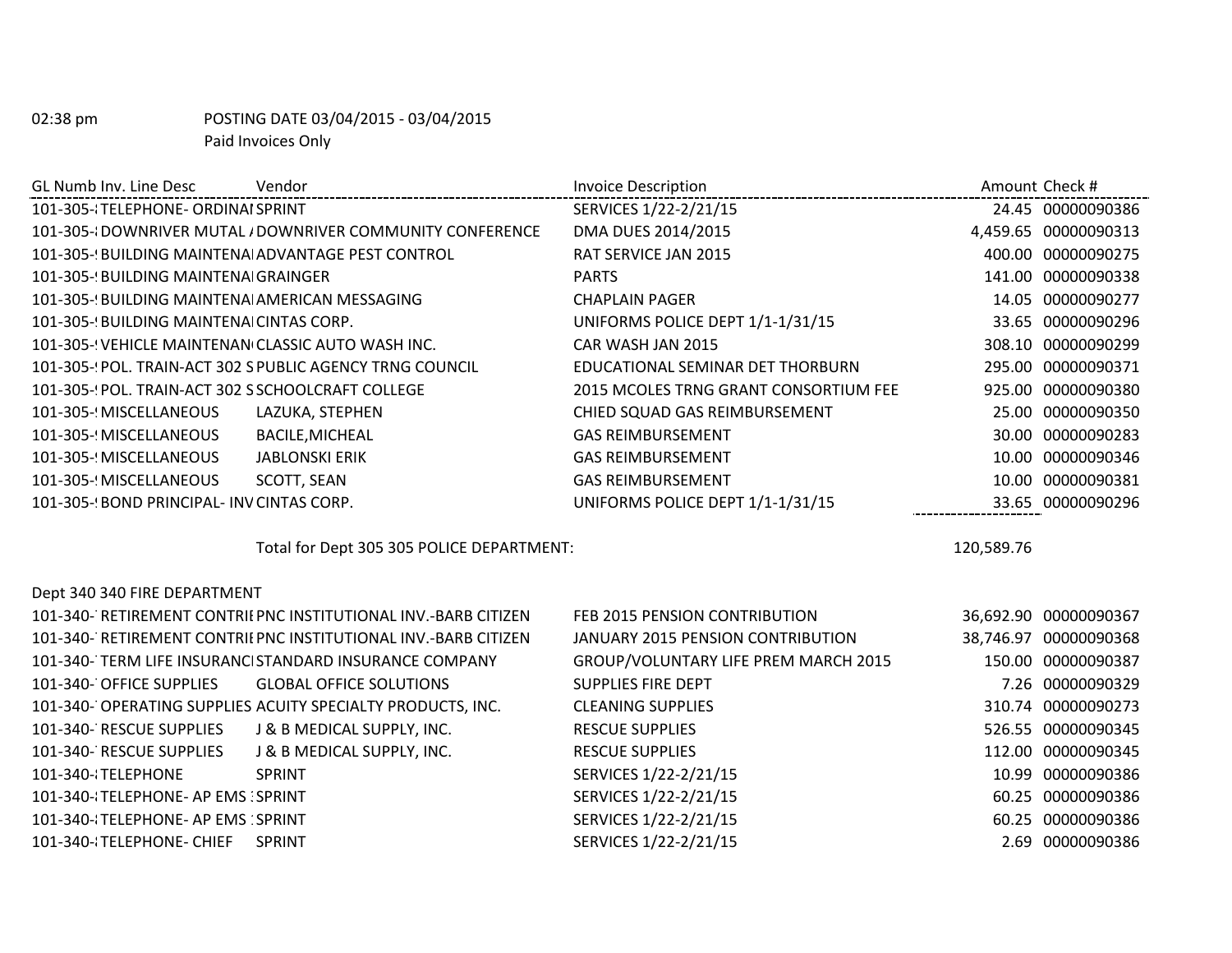02:38 pm POSTING DATE 03/04/2015 - 03/04/2015
Paid Invoices Only

| GL Numb | Inv. Line Desc | Vendor | Invoice Description | Amount | Check # |
|---|---|---|---|---|---|
| 101-305-! | TELEPHONE- ORDINAI | SPRINT | SERVICES 1/22-2/21/15 | 24.45 | 00000090386 |
| 101-305-! | DOWNRIVER MUTAL / | DOWNRIVER COMMUNITY CONFERENCE | DMA DUES 2014/2015 | 4,459.65 | 00000090313 |
| 101-305-! | BUILDING MAINTENAI | ADVANTAGE PEST CONTROL | RAT SERVICE JAN 2015 | 400.00 | 00000090275 |
| 101-305-! | BUILDING MAINTENAI | GRAINGER | PARTS | 141.00 | 00000090338 |
| 101-305-! | BUILDING MAINTENAI | AMERICAN MESSAGING | CHAPLAIN PAGER | 14.05 | 00000090277 |
| 101-305-! | BUILDING MAINTENAI | CINTAS CORP. | UNIFORMS POLICE DEPT 1/1-1/31/15 | 33.65 | 00000090296 |
| 101-305-! | VEHICLE MAINTENAN | CLASSIC AUTO WASH INC. | CAR WASH JAN 2015 | 308.10 | 00000090299 |
| 101-305-! | POL. TRAIN-ACT 302 S | PUBLIC AGENCY TRNG COUNCIL | EDUCATIONAL SEMINAR DET THORBURN | 295.00 | 00000090371 |
| 101-305-! | POL. TRAIN-ACT 302 S | SCHOOLCRAFT COLLEGE | 2015 MCOLES TRNG GRANT CONSORTIUM FEE | 925.00 | 00000090380 |
| 101-305-! | MISCELLANEOUS | LAZUKA, STEPHEN | CHIED SQUAD GAS REIMBURSEMENT | 25.00 | 00000090350 |
| 101-305-! | MISCELLANEOUS | BACILE,MICHEAL | GAS REIMBURSEMENT | 30.00 | 00000090283 |
| 101-305-! | MISCELLANEOUS | JABLONSKI ERIK | GAS REIMBURSEMENT | 10.00 | 00000090346 |
| 101-305-! | MISCELLANEOUS | SCOTT, SEAN | GAS REIMBURSEMENT | 10.00 | 00000090381 |
| 101-305-! | BOND PRINCIPAL- INV | CINTAS CORP. | UNIFORMS POLICE DEPT 1/1-1/31/15 | 33.65 | 00000090296 |
| | | Total for Dept 305 305 POLICE DEPARTMENT: | | 120,589.76 | |

Dept 340 340 FIRE DEPARTMENT

| GL Numb | Inv. Line Desc | Vendor | Invoice Description | Amount | Check # |
|---|---|---|---|---|---|
| 101-340- | RETIREMENT CONTRII | PNC INSTITUTIONAL INV.-BARB CITIZEN | FEB 2015 PENSION CONTRIBUTION | 36,692.90 | 00000090367 |
| 101-340- | RETIREMENT CONTRII | PNC INSTITUTIONAL INV.-BARB CITIZEN | JANUARY 2015 PENSION CONTRIBUTION | 38,746.97 | 00000090368 |
| 101-340- | TERM LIFE INSURANCI | STANDARD INSURANCE COMPANY | GROUP/VOLUNTARY LIFE PREM MARCH 2015 | 150.00 | 00000090387 |
| 101-340- | OFFICE SUPPLIES | GLOBAL OFFICE SOLUTIONS | SUPPLIES FIRE DEPT | 7.26 | 00000090329 |
| 101-340- | OPERATING SUPPLIES | ACUITY SPECIALTY PRODUCTS, INC. | CLEANING SUPPLIES | 310.74 | 00000090273 |
| 101-340- | RESCUE SUPPLIES | J & B MEDICAL SUPPLY, INC. | RESCUE SUPPLIES | 526.55 | 00000090345 |
| 101-340- | RESCUE SUPPLIES | J & B MEDICAL SUPPLY, INC. | RESCUE SUPPLIES | 112.00 | 00000090345 |
| 101-340-! | TELEPHONE | SPRINT | SERVICES 1/22-2/21/15 | 10.99 | 00000090386 |
| 101-340-! | TELEPHONE- AP EMS : | SPRINT | SERVICES 1/22-2/21/15 | 60.25 | 00000090386 |
| 101-340-! | TELEPHONE- AP EMS : | SPRINT | SERVICES 1/22-2/21/15 | 60.25 | 00000090386 |
| 101-340-! | TELEPHONE- CHIEF | SPRINT | SERVICES 1/22-2/21/15 | 2.69 | 00000090386 |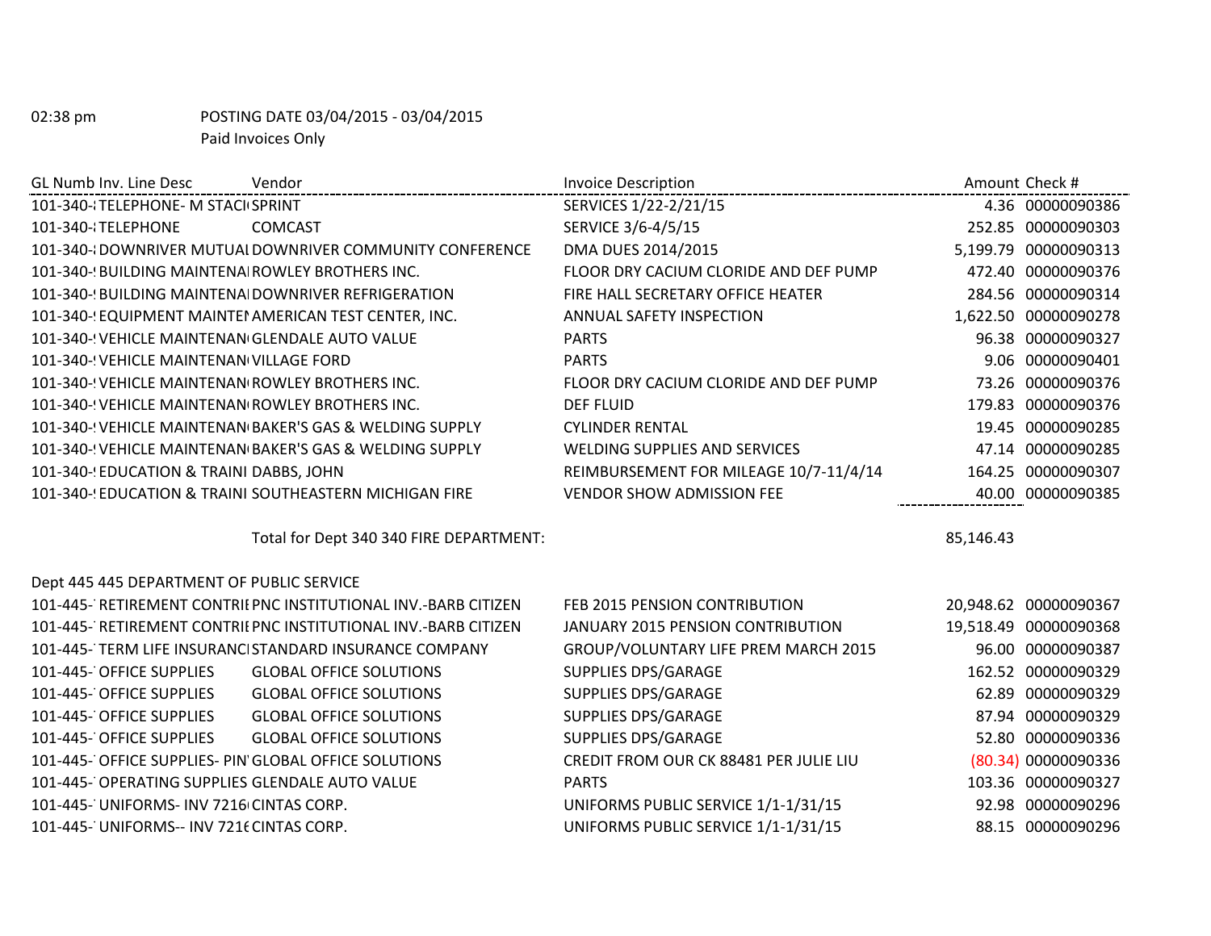02:38 pm POSTING DATE 03/04/2015 - 03/04/2015

Paid Invoices Only

| GL Numb | Inv. Line Desc | Vendor | Invoice Description | Amount | Check # |
|---|---|---|---|---|---|
| 101-340-: | TELEPHONE- M STACI | SPRINT | SERVICES 1/22-2/21/15 | 4.36 | 00000090386 |
| 101-340-: | TELEPHONE | COMCAST | SERVICE 3/6-4/5/15 | 252.85 | 00000090303 |
| 101-340-: | DOWNRIVER MUTUAL | DOWNRIVER COMMUNITY CONFERENCE | DMA DUES 2014/2015 | 5,199.79 | 00000090313 |
| 101-340-! | BUILDING MAINTENA | ROWLEY BROTHERS INC. | FLOOR DRY CACIUM CLORIDE AND DEF PUMP | 472.40 | 00000090376 |
| 101-340-! | BUILDING MAINTENA | DOWNRIVER REFRIGERATION | FIRE HALL SECRETARY OFFICE HEATER | 284.56 | 00000090314 |
| 101-340-! | EQUIPMENT MAINTEI | AMERICAN TEST CENTER, INC. | ANNUAL SAFETY INSPECTION | 1,622.50 | 00000090278 |
| 101-340-! | VEHICLE MAINTENAN | GLENDALE AUTO VALUE | PARTS | 96.38 | 00000090327 |
| 101-340-! | VEHICLE MAINTENAN | VILLAGE FORD | PARTS | 9.06 | 00000090401 |
| 101-340-! | VEHICLE MAINTENAN | ROWLEY BROTHERS INC. | FLOOR DRY CACIUM CLORIDE AND DEF PUMP | 73.26 | 00000090376 |
| 101-340-! | VEHICLE MAINTENAN | ROWLEY BROTHERS INC. | DEF FLUID | 179.83 | 00000090376 |
| 101-340-! | VEHICLE MAINTENAN | BAKER'S GAS & WELDING SUPPLY | CYLINDER RENTAL | 19.45 | 00000090285 |
| 101-340-! | VEHICLE MAINTENAN | BAKER'S GAS & WELDING SUPPLY | WELDING SUPPLIES AND SERVICES | 47.14 | 00000090285 |
| 101-340-! | EDUCATION & TRAINI | DABBS, JOHN | REIMBURSEMENT FOR MILEAGE 10/7-11/4/14 | 164.25 | 00000090307 |
| 101-340-! | EDUCATION & TRAINI | SOUTHEASTERN MICHIGAN FIRE | VENDOR SHOW ADMISSION FEE | 40.00 | 00000090385 |
| | | Total for Dept 340 340 FIRE DEPARTMENT: | | 85,146.43 | |
| Dept 445 445 DEPARTMENT OF PUBLIC SERVICE | | | | | |
| 101-445- | RETIREMENT CONTRI | PNC INSTITUTIONAL INV.-BARB CITIZEN | FEB 2015 PENSION CONTRIBUTION | 20,948.62 | 00000090367 |
| 101-445- | RETIREMENT CONTRI | PNC INSTITUTIONAL INV.-BARB CITIZEN | JANUARY 2015 PENSION CONTRIBUTION | 19,518.49 | 00000090368 |
| 101-445- | TERM LIFE INSURANC | STANDARD INSURANCE COMPANY | GROUP/VOLUNTARY LIFE PREM MARCH 2015 | 96.00 | 00000090387 |
| 101-445- | OFFICE SUPPLIES | GLOBAL OFFICE SOLUTIONS | SUPPLIES DPS/GARAGE | 162.52 | 00000090329 |
| 101-445- | OFFICE SUPPLIES | GLOBAL OFFICE SOLUTIONS | SUPPLIES DPS/GARAGE | 62.89 | 00000090329 |
| 101-445- | OFFICE SUPPLIES | GLOBAL OFFICE SOLUTIONS | SUPPLIES DPS/GARAGE | 87.94 | 00000090329 |
| 101-445- | OFFICE SUPPLIES | GLOBAL OFFICE SOLUTIONS | SUPPLIES DPS/GARAGE | 52.80 | 00000090336 |
| 101-445- | OFFICE SUPPLIES- PIN | GLOBAL OFFICE SOLUTIONS | CREDIT FROM OUR CK 88481 PER JULIE LIU | (80.34) | 00000090336 |
| 101-445- | OPERATING SUPPLIES | GLENDALE AUTO VALUE | PARTS | 103.36 | 00000090327 |
| 101-445- | UNIFORMS- INV 7216 | CINTAS CORP. | UNIFORMS PUBLIC SERVICE 1/1-1/31/15 | 92.98 | 00000090296 |
| 101-445- | UNIFORMS-- INV 7216 | CINTAS CORP. | UNIFORMS PUBLIC SERVICE 1/1-1/31/15 | 88.15 | 00000090296 |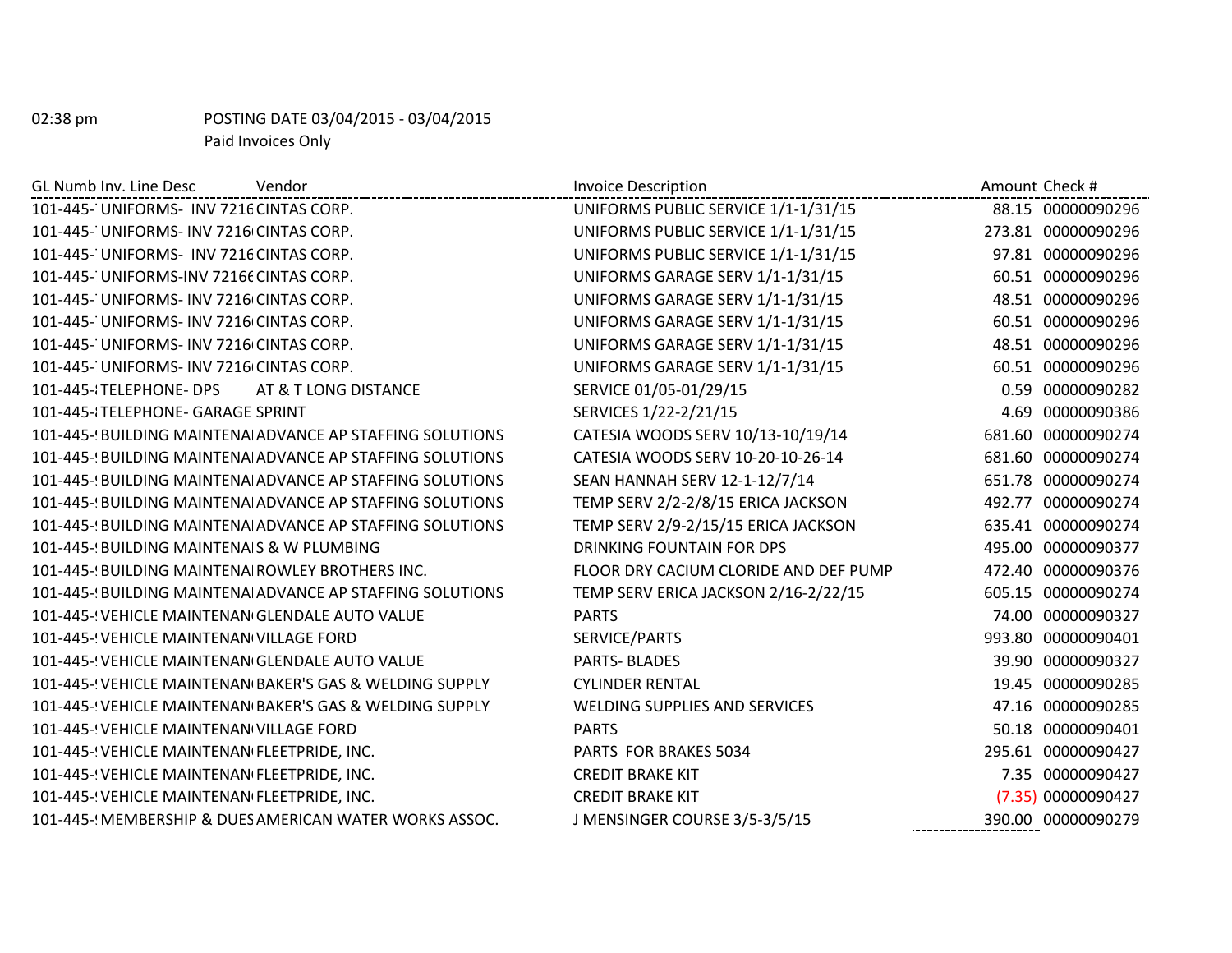02:38 pm POSTING DATE 03/04/2015 - 03/04/2015

Paid Invoices Only

| GL Numb | Inv. Line Desc | Vendor | Invoice Description | Amount | Check # |
|---|---|---|---|---|---|
| 101-445-7 | UNIFORMS- INV 7216 | CINTAS CORP. | UNIFORMS PUBLIC SERVICE 1/1-1/31/15 | 88.15 | 00000090296 |
| 101-445-7 | UNIFORMS- INV 7216 | CINTAS CORP. | UNIFORMS PUBLIC SERVICE 1/1-1/31/15 | 273.81 | 00000090296 |
| 101-445-7 | UNIFORMS- INV 7216 | CINTAS CORP. | UNIFORMS PUBLIC SERVICE 1/1-1/31/15 | 97.81 | 00000090296 |
| 101-445-7 | UNIFORMS-INV 72166 | CINTAS CORP. | UNIFORMS GARAGE SERV 1/1-1/31/15 | 60.51 | 00000090296 |
| 101-445-7 | UNIFORMS- INV 7216 | CINTAS CORP. | UNIFORMS GARAGE SERV 1/1-1/31/15 | 48.51 | 00000090296 |
| 101-445-7 | UNIFORMS- INV 7216 | CINTAS CORP. | UNIFORMS GARAGE SERV 1/1-1/31/15 | 60.51 | 00000090296 |
| 101-445-7 | UNIFORMS- INV 7216 | CINTAS CORP. | UNIFORMS GARAGE SERV 1/1-1/31/15 | 48.51 | 00000090296 |
| 101-445-7 | UNIFORMS- INV 7216 | CINTAS CORP. | UNIFORMS GARAGE SERV 1/1-1/31/15 | 60.51 | 00000090296 |
| 101-445-8 | TELEPHONE- DPS | AT & T LONG DISTANCE | SERVICE 01/05-01/29/15 | 0.59 | 00000090282 |
| 101-445-8 | TELEPHONE- GARAGE | SPRINT | SERVICES 1/22-2/21/15 | 4.69 | 00000090386 |
| 101-445-9 | BUILDING MAINTENA | ADVANCE AP STAFFING SOLUTIONS | CATESIA WOODS SERV 10/13-10/19/14 | 681.60 | 00000090274 |
| 101-445-9 | BUILDING MAINTENA | ADVANCE AP STAFFING SOLUTIONS | CATESIA WOODS SERV 10-20-10-26-14 | 681.60 | 00000090274 |
| 101-445-9 | BUILDING MAINTENA | ADVANCE AP STAFFING SOLUTIONS | SEAN HANNAH SERV 12-1-12/7/14 | 651.78 | 00000090274 |
| 101-445-9 | BUILDING MAINTENA | ADVANCE AP STAFFING SOLUTIONS | TEMP SERV 2/2-2/8/15 ERICA JACKSON | 492.77 | 00000090274 |
| 101-445-9 | BUILDING MAINTENA | ADVANCE AP STAFFING SOLUTIONS | TEMP SERV 2/9-2/15/15 ERICA JACKSON | 635.41 | 00000090274 |
| 101-445-9 | BUILDING MAINTENA | S & W PLUMBING | DRINKING FOUNTAIN FOR DPS | 495.00 | 00000090377 |
| 101-445-9 | BUILDING MAINTENA | ROWLEY BROTHERS INC. | FLOOR DRY CACIUM CLORIDE AND DEF PUMP | 472.40 | 00000090376 |
| 101-445-9 | BUILDING MAINTENA | ADVANCE AP STAFFING SOLUTIONS | TEMP SERV ERICA JACKSON 2/16-2/22/15 | 605.15 | 00000090274 |
| 101-445-9 | VEHICLE MAINTENAN | GLENDALE AUTO VALUE | PARTS | 74.00 | 00000090327 |
| 101-445-9 | VEHICLE MAINTENAN | VILLAGE FORD | SERVICE/PARTS | 993.80 | 00000090401 |
| 101-445-9 | VEHICLE MAINTENAN | GLENDALE AUTO VALUE | PARTS- BLADES | 39.90 | 00000090327 |
| 101-445-9 | VEHICLE MAINTENAN | BAKER'S GAS & WELDING SUPPLY | CYLINDER RENTAL | 19.45 | 00000090285 |
| 101-445-9 | VEHICLE MAINTENAN | BAKER'S GAS & WELDING SUPPLY | WELDING SUPPLIES AND SERVICES | 47.16 | 00000090285 |
| 101-445-9 | VEHICLE MAINTENAN | VILLAGE FORD | PARTS | 50.18 | 00000090401 |
| 101-445-9 | VEHICLE MAINTENAN | FLEETPRIDE, INC. | PARTS FOR BRAKES 5034 | 295.61 | 00000090427 |
| 101-445-9 | VEHICLE MAINTENAN | FLEETPRIDE, INC. | CREDIT BRAKE KIT | 7.35 | 00000090427 |
| 101-445-9 | VEHICLE MAINTENAN | FLEETPRIDE, INC. | CREDIT BRAKE KIT | (7.35) | 00000090427 |
| 101-445-9 | MEMBERSHIP & DUES | AMERICAN WATER WORKS ASSOC. | J MENSINGER COURSE 3/5-3/5/15 | 390.00 | 00000090279 |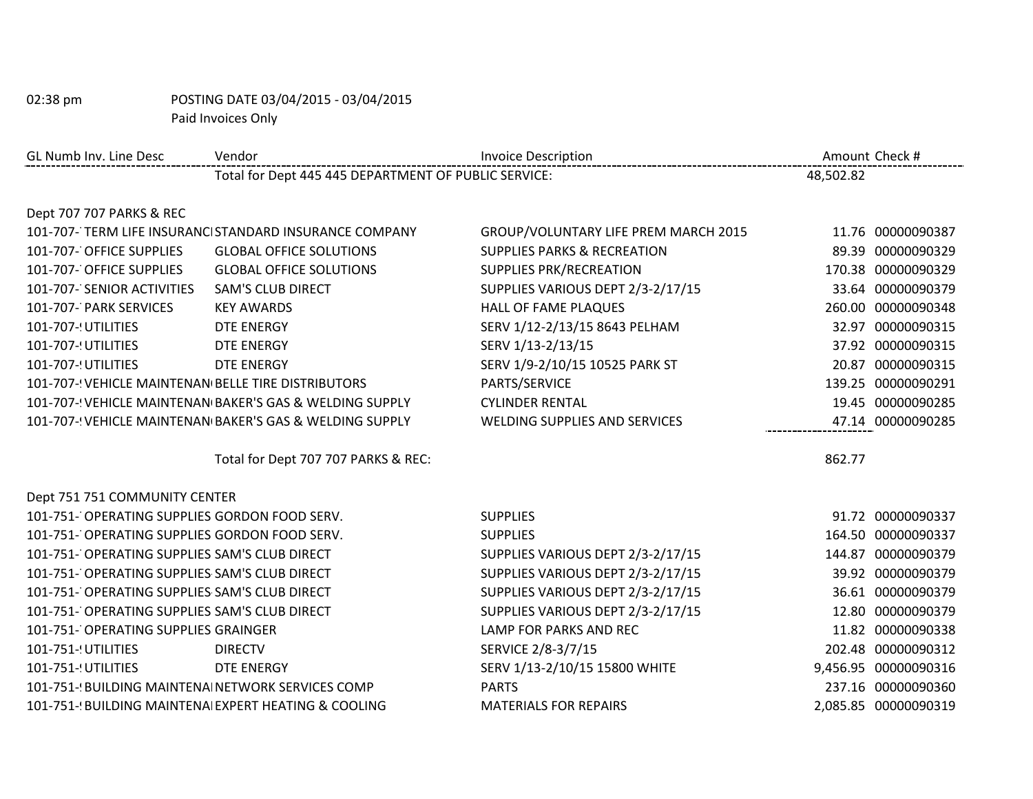02:38 pm POSTING DATE 03/04/2015 - 03/04/2015

Paid Invoices Only

| GL Numb | Inv. Line Desc | Vendor | Invoice Description | Amount | Check # |
|---|---|---|---|---|---|
| | | Total for Dept 445 445 DEPARTMENT OF PUBLIC SERVICE: | | 48,502.82 | |
| **Dept 707 707 PARKS & REC** | | | | | |
| 101-707-' | TERM LIFE INSURANCI | STANDARD INSURANCE COMPANY | GROUP/VOLUNTARY LIFE PREM MARCH 2015 | 11.76 | 00000090387 |
| 101-707-' | OFFICE SUPPLIES | GLOBAL OFFICE SOLUTIONS | SUPPLIES PARKS & RECREATION | 89.39 | 00000090329 |
| 101-707-' | OFFICE SUPPLIES | GLOBAL OFFICE SOLUTIONS | SUPPLIES PRK/RECREATION | 170.38 | 00000090329 |
| 101-707-' | SENIOR ACTIVITIES | SAM'S CLUB DIRECT | SUPPLIES VARIOUS DEPT 2/3-2/17/15 | 33.64 | 00000090379 |
| 101-707-' | PARK SERVICES | KEY AWARDS | HALL OF FAME PLAQUES | 260.00 | 00000090348 |
| 101-707-! | UTILITIES | DTE ENERGY | SERV 1/12-2/13/15 8643 PELHAM | 32.97 | 00000090315 |
| 101-707-! | UTILITIES | DTE ENERGY | SERV 1/13-2/13/15 | 37.92 | 00000090315 |
| 101-707-! | UTILITIES | DTE ENERGY | SERV 1/9-2/10/15 10525 PARK ST | 20.87 | 00000090315 |
| 101-707-! | VEHICLE MAINTENAN | BELLE TIRE DISTRIBUTORS | PARTS/SERVICE | 139.25 | 00000090291 |
| 101-707-! | VEHICLE MAINTENAN | BAKER'S GAS & WELDING SUPPLY | CYLINDER RENTAL | 19.45 | 00000090285 |
| 101-707-! | VEHICLE MAINTENAN | BAKER'S GAS & WELDING SUPPLY | WELDING SUPPLIES AND SERVICES | 47.14 | 00000090285 |
| | | Total for Dept 707 707 PARKS & REC: | | 862.77 | |
| **Dept 751 751 COMMUNITY CENTER** | | | | | |
| 101-751-' | OPERATING SUPPLIES | GORDON FOOD SERV. | SUPPLIES | 91.72 | 00000090337 |
| 101-751-' | OPERATING SUPPLIES | GORDON FOOD SERV. | SUPPLIES | 164.50 | 00000090337 |
| 101-751-' | OPERATING SUPPLIES | SAM'S CLUB DIRECT | SUPPLIES VARIOUS DEPT 2/3-2/17/15 | 144.87 | 00000090379 |
| 101-751-' | OPERATING SUPPLIES | SAM'S CLUB DIRECT | SUPPLIES VARIOUS DEPT 2/3-2/17/15 | 39.92 | 00000090379 |
| 101-751-' | OPERATING SUPPLIES | SAM'S CLUB DIRECT | SUPPLIES VARIOUS DEPT 2/3-2/17/15 | 36.61 | 00000090379 |
| 101-751-' | OPERATING SUPPLIES | SAM'S CLUB DIRECT | SUPPLIES VARIOUS DEPT 2/3-2/17/15 | 12.80 | 00000090379 |
| 101-751-' | OPERATING SUPPLIES | GRAINGER | LAMP FOR PARKS AND REC | 11.82 | 00000090338 |
| 101-751-! | UTILITIES | DIRECTV | SERVICE 2/8-3/7/15 | 202.48 | 00000090312 |
| 101-751-! | UTILITIES | DTE ENERGY | SERV 1/13-2/10/15 15800 WHITE | 9,456.95 | 00000090316 |
| 101-751-! | BUILDING MAINTENA | NETWORK SERVICES COMP | PARTS | 237.16 | 00000090360 |
| 101-751-! | BUILDING MAINTENA | EXPERT HEATING & COOLING | MATERIALS FOR REPAIRS | 2,085.85 | 00000090319 |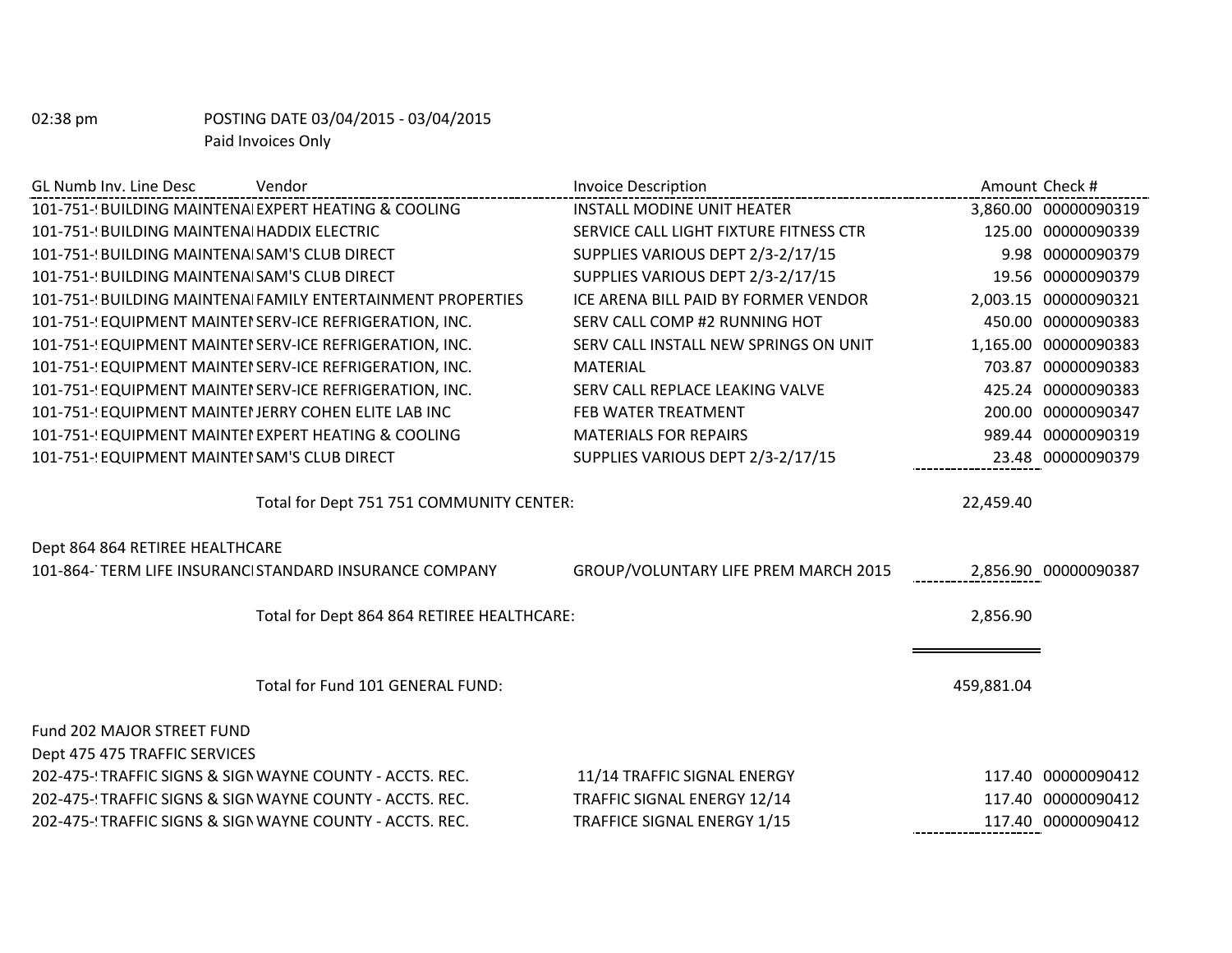02:38 pm POSTING DATE 03/04/2015 - 03/04/2015

Paid Invoices Only

| GL Numb | Inv. Line Desc | Vendor | Invoice Description | Amount | Check # |
|---|---|---|---|---|---|
| 101-751-! | BUILDING MAINTENA | EXPERT HEATING & COOLING | INSTALL MODINE UNIT HEATER | 3,860.00 | 00000090319 |
| 101-751-! | BUILDING MAINTENA | HADDIX ELECTRIC | SERVICE CALL LIGHT FIXTURE FITNESS CTR | 125.00 | 00000090339 |
| 101-751-! | BUILDING MAINTENA | SAM'S CLUB DIRECT | SUPPLIES VARIOUS DEPT 2/3-2/17/15 | 9.98 | 00000090379 |
| 101-751-! | BUILDING MAINTENA | SAM'S CLUB DIRECT | SUPPLIES VARIOUS DEPT 2/3-2/17/15 | 19.56 | 00000090379 |
| 101-751-! | BUILDING MAINTENA | FAMILY ENTERTAINMENT PROPERTIES | ICE ARENA BILL PAID BY FORMER VENDOR | 2,003.15 | 00000090321 |
| 101-751-! | EQUIPMENT MAINTEI | SERV-ICE REFRIGERATION, INC. | SERV CALL COMP #2 RUNNING HOT | 450.00 | 00000090383 |
| 101-751-! | EQUIPMENT MAINTEI | SERV-ICE REFRIGERATION, INC. | SERV CALL INSTALL NEW SPRINGS ON UNIT | 1,165.00 | 00000090383 |
| 101-751-! | EQUIPMENT MAINTEI | SERV-ICE REFRIGERATION, INC. | MATERIAL | 703.87 | 00000090383 |
| 101-751-! | EQUIPMENT MAINTEI | SERV-ICE REFRIGERATION, INC. | SERV CALL REPLACE LEAKING VALVE | 425.24 | 00000090383 |
| 101-751-! | EQUIPMENT MAINTEI | JERRY COHEN ELITE LAB INC | FEB WATER TREATMENT | 200.00 | 00000090347 |
| 101-751-! | EQUIPMENT MAINTEI | EXPERT HEATING & COOLING | MATERIALS FOR REPAIRS | 989.44 | 00000090319 |
| 101-751-! | EQUIPMENT MAINTEI | SAM'S CLUB DIRECT | SUPPLIES VARIOUS DEPT 2/3-2/17/15 | 23.48 | 00000090379 |
| | | Total for Dept 751 751 COMMUNITY CENTER: | | 22,459.40 | |
| Dept 864 864 RETIREE HEALTHCARE | | | | | |
| 101-864-' | TERM LIFE INSURANCI | STANDARD INSURANCE COMPANY | GROUP/VOLUNTARY LIFE PREM MARCH 2015 | 2,856.90 | 00000090387 |
| | | Total for Dept 864 864 RETIREE HEALTHCARE: | | 2,856.90 | |
| | | Total for Fund 101 GENERAL FUND: | | 459,881.04 | |
| Fund 202 MAJOR STREET FUND | | | | | |
| Dept 475 475 TRAFFIC SERVICES | | | | | |
| 202-475-! | TRAFFIC SIGNS & SIGI | WAYNE COUNTY - ACCTS. REC. | 11/14 TRAFFIC SIGNAL ENERGY | 117.40 | 00000090412 |
| 202-475-! | TRAFFIC SIGNS & SIGI | WAYNE COUNTY - ACCTS. REC. | TRAFFIC SIGNAL ENERGY 12/14 | 117.40 | 00000090412 |
| 202-475-! | TRAFFIC SIGNS & SIGI | WAYNE COUNTY - ACCTS. REC. | TRAFFICE SIGNAL ENERGY 1/15 | 117.40 | 00000090412 |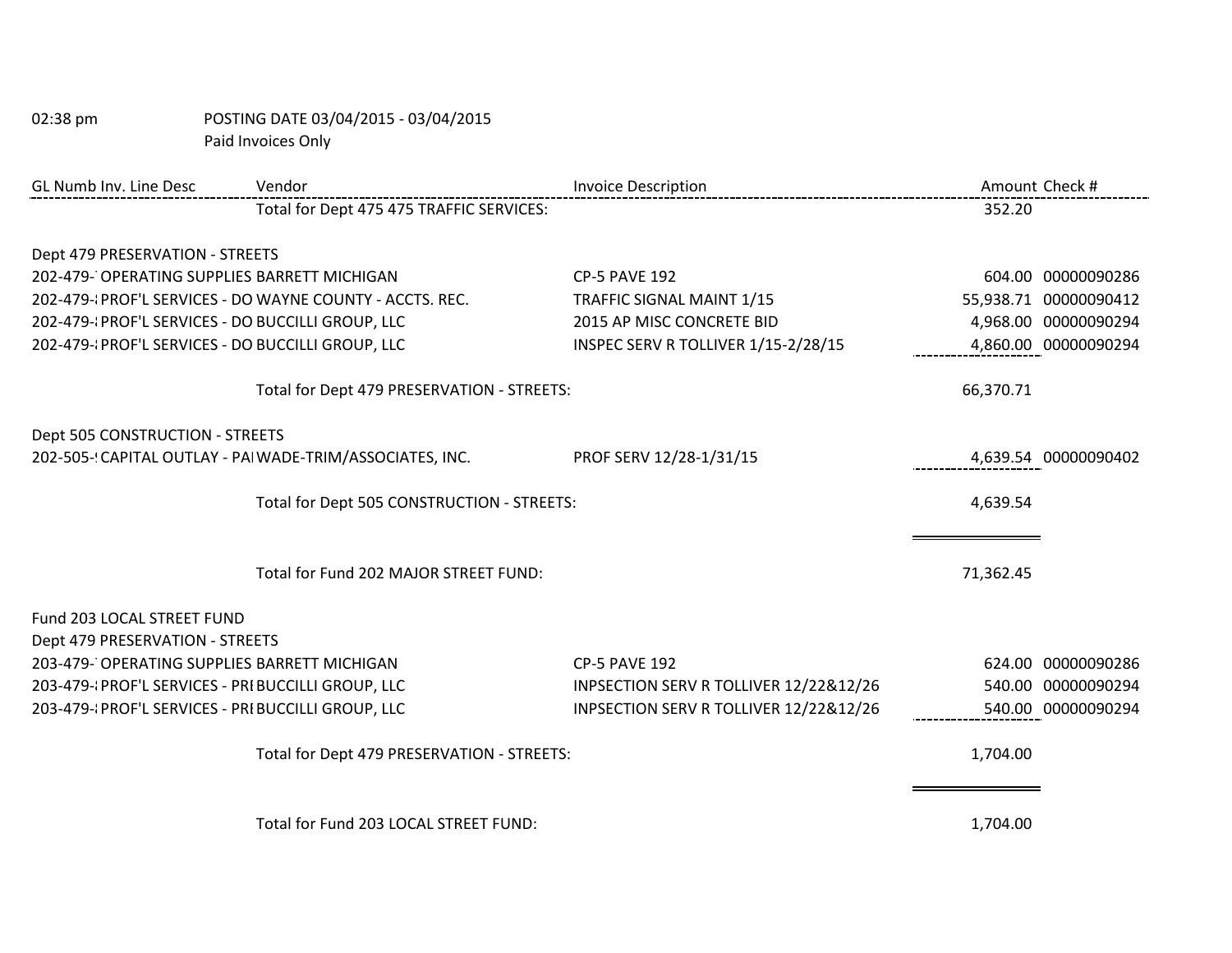02:38 pm POSTING DATE 03/04/2015 - 03/04/2015

Paid Invoices Only

| GL Numb Inv. Line Desc | Vendor | Invoice Description | Amount | Check # |
|---|---|---|---|---|
| | Total for Dept 475 475 TRAFFIC SERVICES: | | 352.20 | |
| Dept 479 PRESERVATION - STREETS | | | | |
| 202-479-' OPERATING SUPPLIES | BARRETT MICHIGAN | CP-5 PAVE 192 | 604.00 | 00000090286 |
| 202-479-: PROF'L SERVICES - DO | WAYNE COUNTY - ACCTS. REC. | TRAFFIC SIGNAL MAINT 1/15 | 55,938.71 | 00000090412 |
| 202-479-: PROF'L SERVICES - DO | BUCCILLI GROUP, LLC | 2015 AP MISC CONCRETE BID | 4,968.00 | 00000090294 |
| 202-479-: PROF'L SERVICES - DO | BUCCILLI GROUP, LLC | INSPEC SERV R TOLLIVER 1/15-2/28/15 | 4,860.00 | 00000090294 |
| | Total for Dept 479 PRESERVATION - STREETS: | | 66,370.71 | |
| Dept 505 CONSTRUCTION - STREETS | | | | |
| 202-505-! CAPITAL OUTLAY - PAI | WADE-TRIM/ASSOCIATES, INC. | PROF SERV 12/28-1/31/15 | 4,639.54 | 00000090402 |
| | Total for Dept 505 CONSTRUCTION - STREETS: | | 4,639.54 | |
| | Total for Fund 202 MAJOR STREET FUND: | | 71,362.45 | |
| Fund 203 LOCAL STREET FUND | | | | |
| Dept 479 PRESERVATION - STREETS | | | | |
| 203-479-' OPERATING SUPPLIES | BARRETT MICHIGAN | CP-5 PAVE 192 | 624.00 | 00000090286 |
| 203-479-: PROF'L SERVICES - PRI | BUCCILLI GROUP, LLC | INPSECTION SERV R TOLLIVER 12/22&12/26 | 540.00 | 00000090294 |
| 203-479-: PROF'L SERVICES - PRI | BUCCILLI GROUP, LLC | INPSECTION SERV R TOLLIVER 12/22&12/26 | 540.00 | 00000090294 |
| | Total for Dept 479 PRESERVATION - STREETS: | | 1,704.00 | |
| | Total for Fund 203 LOCAL STREET FUND: | | 1,704.00 | |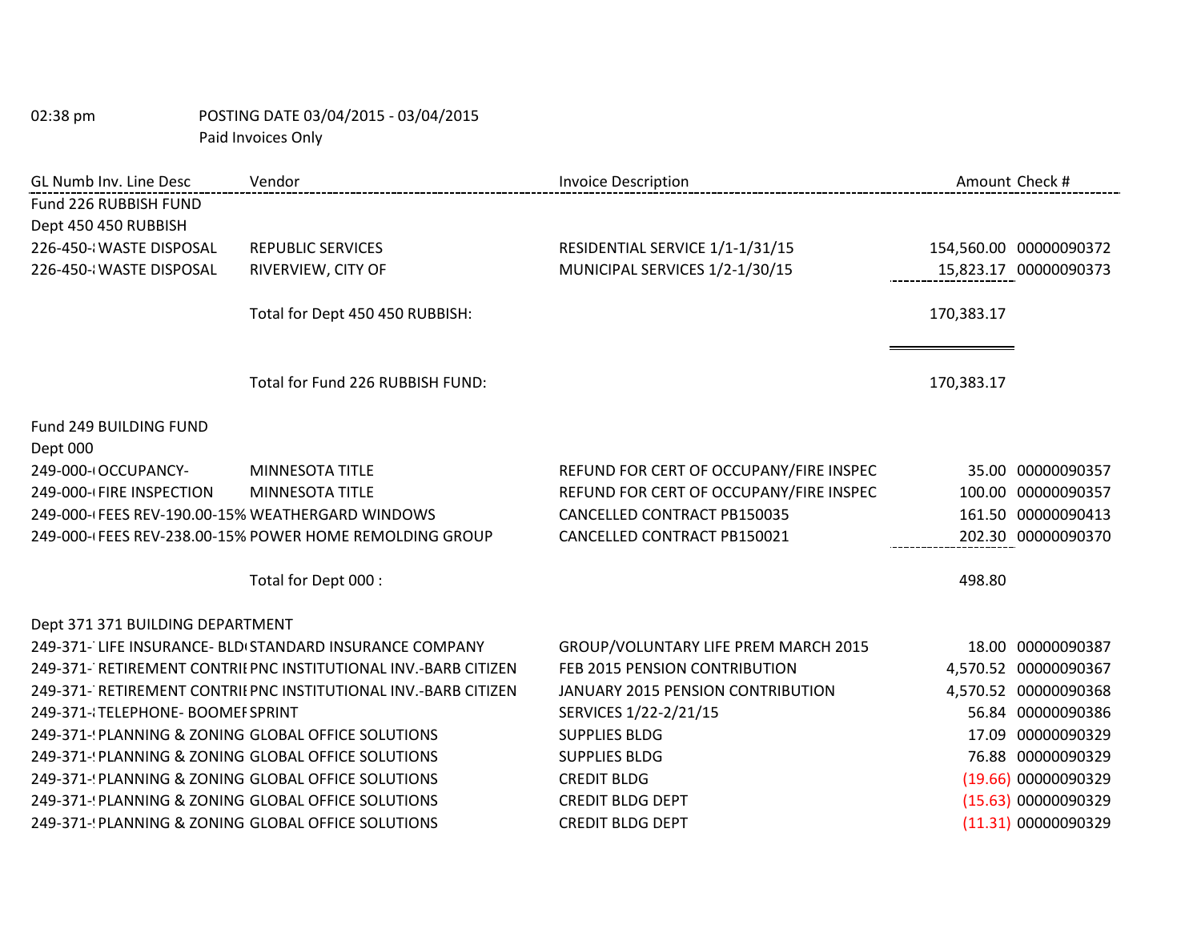02:38 pm POSTING DATE 03/04/2015 - 03/04/2015

Paid Invoices Only

| GL Numb | Inv. Line Desc | Vendor | Invoice Description | Amount | Check # |
|---|---|---|---|---|---|
| Fund 226 RUBBISH FUND | | | | | |
| Dept 450 450 RUBBISH | | | | | |
| 226-450-: | WASTE DISPOSAL | REPUBLIC SERVICES | RESIDENTIAL SERVICE 1/1-1/31/15 | 154,560.00 | 00000090372 |
| 226-450-: | WASTE DISPOSAL | RIVERVIEW, CITY OF | MUNICIPAL SERVICES 1/2-1/30/15 | 15,823.17 | 00000090373 |
| | | Total for Dept 450 450 RUBBISH: | | 170,383.17 | |
| | | Total for Fund 226 RUBBISH FUND: | | 170,383.17 | |
| Fund 249 BUILDING FUND | | | | | |
| Dept 000 | | | | | |
| 249-000-( | OCCUPANCY- | MINNESOTA TITLE | REFUND FOR CERT OF OCCUPANY/FIRE INSPEC | 35.00 | 00000090357 |
| 249-000-( | FIRE INSPECTION | MINNESOTA TITLE | REFUND FOR CERT OF OCCUPANY/FIRE INSPEC | 100.00 | 00000090357 |
| 249-000-( | FEES REV-190.00-15% | WEATHERGARD WINDOWS | CANCELLED CONTRACT PB150035 | 161.50 | 00000090413 |
| 249-000-( | FEES REV-238.00-15% | POWER HOME REMOLDING GROUP | CANCELLED CONTRACT PB150021 | 202.30 | 00000090370 |
| | | Total for Dept 000 : | | 498.80 | |
| Dept 371 371 BUILDING DEPARTMENT | | | | | |
| 249-371-' | LIFE INSURANCE- BLD( | STANDARD INSURANCE COMPANY | GROUP/VOLUNTARY LIFE PREM MARCH 2015 | 18.00 | 00000090387 |
| 249-371-' | RETIREMENT CONTRIE | PNC INSTITUTIONAL INV.-BARB CITIZEN | FEB 2015 PENSION CONTRIBUTION | 4,570.52 | 00000090367 |
| 249-371-' | RETIREMENT CONTRIE | PNC INSTITUTIONAL INV.-BARB CITIZEN | JANUARY 2015 PENSION CONTRIBUTION | 4,570.52 | 00000090368 |
| 249-371-: | TELEPHONE- BOOMEF | SPRINT | SERVICES 1/22-2/21/15 | 56.84 | 00000090386 |
| 249-371-! | PLANNING & ZONING | GLOBAL OFFICE SOLUTIONS | SUPPLIES BLDG | 17.09 | 00000090329 |
| 249-371-! | PLANNING & ZONING | GLOBAL OFFICE SOLUTIONS | SUPPLIES BLDG | 76.88 | 00000090329 |
| 249-371-! | PLANNING & ZONING | GLOBAL OFFICE SOLUTIONS | CREDIT BLDG | (19.66) | 00000090329 |
| 249-371-! | PLANNING & ZONING | GLOBAL OFFICE SOLUTIONS | CREDIT BLDG DEPT | (15.63) | 00000090329 |
| 249-371-! | PLANNING & ZONING | GLOBAL OFFICE SOLUTIONS | CREDIT BLDG DEPT | (11.31) | 00000090329 |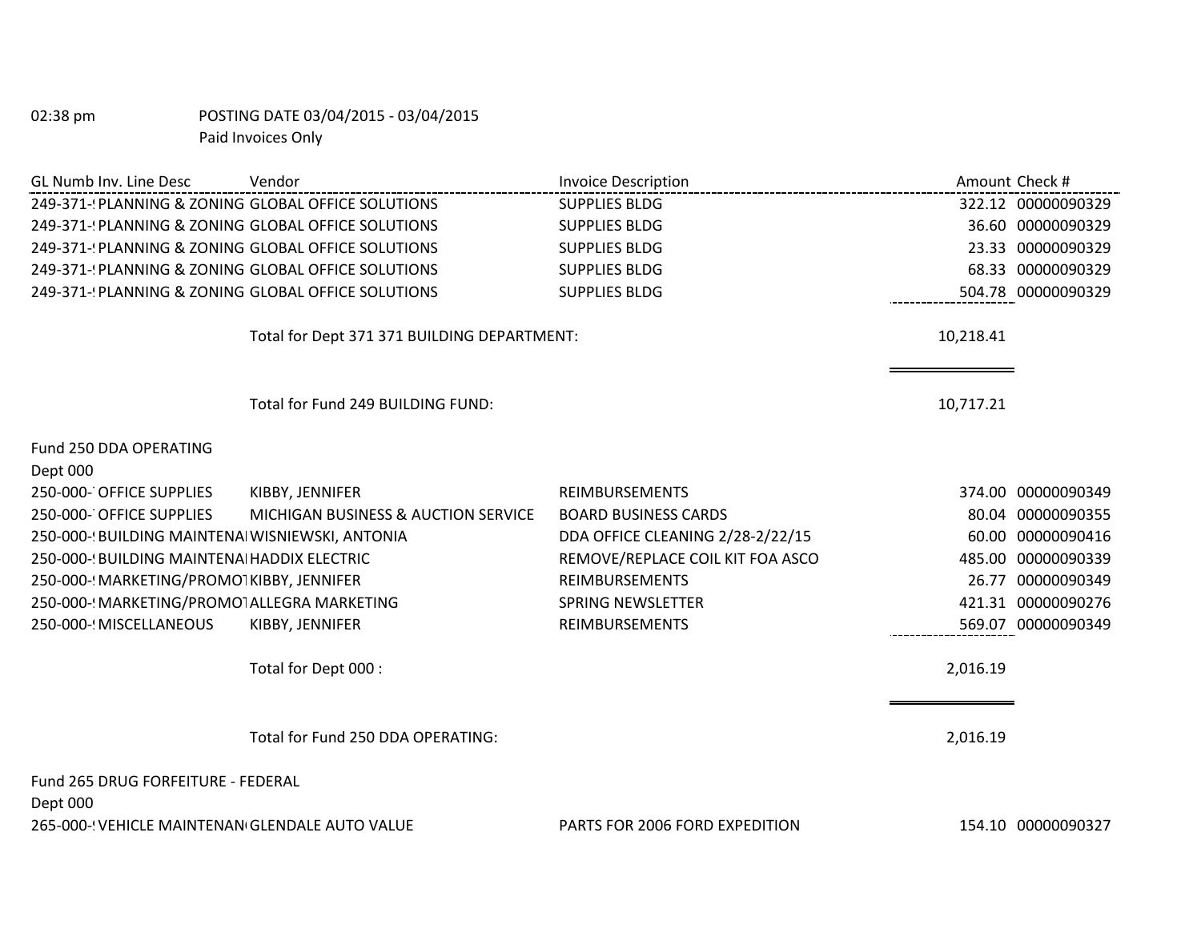02:38 pm POSTING DATE 03/04/2015 - 03/04/2015
Paid Invoices Only

| GL Numb | Inv. Line Desc | Vendor | Invoice Description | Amount | Check # |
|---|---|---|---|---|---|
| 249-371-! | PLANNING & ZONING | GLOBAL OFFICE SOLUTIONS | SUPPLIES BLDG | 322.12 | 00000090329 |
| 249-371-! | PLANNING & ZONING | GLOBAL OFFICE SOLUTIONS | SUPPLIES BLDG | 36.60 | 00000090329 |
| 249-371-! | PLANNING & ZONING | GLOBAL OFFICE SOLUTIONS | SUPPLIES BLDG | 23.33 | 00000090329 |
| 249-371-! | PLANNING & ZONING | GLOBAL OFFICE SOLUTIONS | SUPPLIES BLDG | 68.33 | 00000090329 |
| 249-371-! | PLANNING & ZONING | GLOBAL OFFICE SOLUTIONS | SUPPLIES BLDG | 504.78 | 00000090329 |
| | | Total for Dept 371 371 BUILDING DEPARTMENT: | | 10,218.41 | |
| | | Total for Fund 249 BUILDING FUND: | | 10,717.21 | |
| Fund 250 DDA OPERATING | | | | | |
| Dept 000 | | | | | |
| 250-000-' | OFFICE SUPPLIES | KIBBY, JENNIFER | REIMBURSEMENTS | 374.00 | 00000090349 |
| 250-000-' | OFFICE SUPPLIES | MICHIGAN BUSINESS & AUCTION SERVICE | BOARD BUSINESS CARDS | 80.04 | 00000090355 |
| 250-000-! | BUILDING MAINTENAI | WISNIEWSKI, ANTONIA | DDA OFFICE CLEANING 2/28-2/22/15 | 60.00 | 00000090416 |
| 250-000-! | BUILDING MAINTENAI | HADDIX ELECTRIC | REMOVE/REPLACE COIL KIT FOA ASCO | 485.00 | 00000090339 |
| 250-000-! | MARKETING/PROMOT | KIBBY, JENNIFER | REIMBURSEMENTS | 26.77 | 00000090349 |
| 250-000-! | MARKETING/PROMOT | ALLEGRA MARKETING | SPRING NEWSLETTER | 421.31 | 00000090276 |
| 250-000-! | MISCELLANEOUS | KIBBY, JENNIFER | REIMBURSEMENTS | 569.07 | 00000090349 |
| | | Total for Dept 000 : | | 2,016.19 | |
| | | Total for Fund 250 DDA OPERATING: | | 2,016.19 | |
| Fund 265 DRUG FORFEITURE - FEDERAL | | | | | |
| Dept 000 | | | | | |
| 265-000-! | VEHICLE MAINTENAN | GLENDALE AUTO VALUE | PARTS FOR 2006 FORD EXPEDITION | 154.10 | 00000090327 |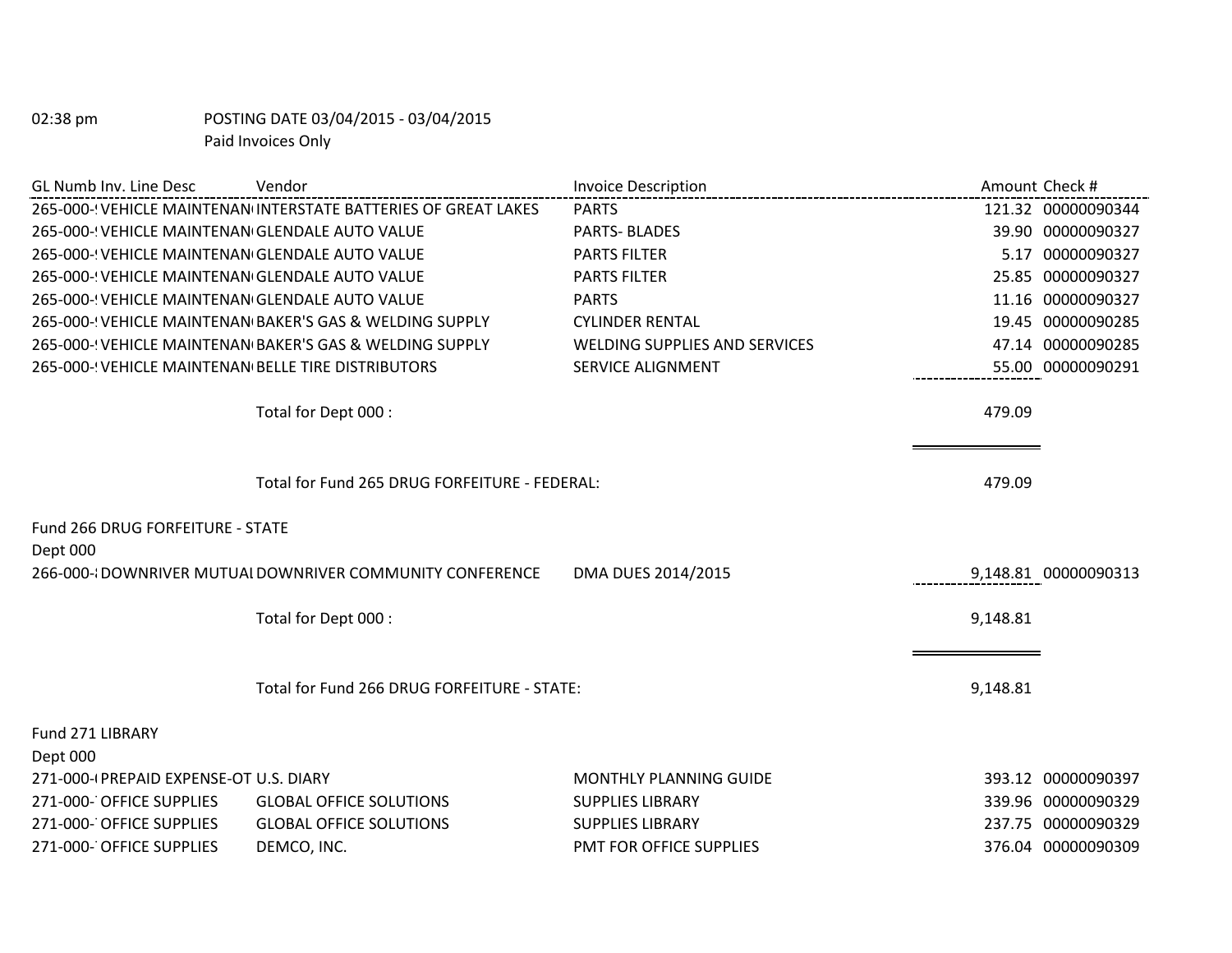02:38 pm POSTING DATE 03/04/2015 - 03/04/2015
Paid Invoices Only

| GL Numb | Inv. Line Desc | Vendor | Invoice Description | Amount | Check # |
|---|---|---|---|---|---|
| 265-000-! | VEHICLE MAINTENAN | INTERSTATE BATTERIES OF GREAT LAKES | PARTS | 121.32 | 00000090344 |
| 265-000-! | VEHICLE MAINTENAN | GLENDALE AUTO VALUE | PARTS- BLADES | 39.90 | 00000090327 |
| 265-000-! | VEHICLE MAINTENAN | GLENDALE AUTO VALUE | PARTS FILTER | 5.17 | 00000090327 |
| 265-000-! | VEHICLE MAINTENAN | GLENDALE AUTO VALUE | PARTS FILTER | 25.85 | 00000090327 |
| 265-000-! | VEHICLE MAINTENAN | GLENDALE AUTO VALUE | PARTS | 11.16 | 00000090327 |
| 265-000-! | VEHICLE MAINTENAN | BAKER'S GAS & WELDING SUPPLY | CYLINDER RENTAL | 19.45 | 00000090285 |
| 265-000-! | VEHICLE MAINTENAN | BAKER'S GAS & WELDING SUPPLY | WELDING SUPPLIES AND SERVICES | 47.14 | 00000090285 |
| 265-000-! | VEHICLE MAINTENAN | BELLE TIRE DISTRIBUTORS | SERVICE ALIGNMENT | 55.00 | 00000090291 |
| | | Total for Dept 000 : | | 479.09 | |
| | | Total for Fund 265 DRUG FORFEITURE - FEDERAL: | | 479.09 | |

Fund 266 DRUG FORFEITURE - STATE

Dept 000

| GL Numb | Inv. Line Desc | Vendor | Invoice Description | Amount | Check # |
|---|---|---|---|---|---|
| 266-000-! | DOWNRIVER MUTUAL | DOWNRIVER COMMUNITY CONFERENCE | DMA DUES 2014/2015 | 9,148.81 | 00000090313 |
| | | Total for Dept 000 : | | 9,148.81 | |
| | | Total for Fund 266 DRUG FORFEITURE - STATE: | | 9,148.81 | |

Fund 271 LIBRARY

Dept 000

| GL Numb | Inv. Line Desc | Vendor | Invoice Description | Amount | Check # |
|---|---|---|---|---|---|
| 271-000-( | PREPAID EXPENSE-OT | U.S. DIARY | MONTHLY PLANNING GUIDE | 393.12 | 00000090397 |
| 271-000-' | OFFICE SUPPLIES | GLOBAL OFFICE SOLUTIONS | SUPPLIES LIBRARY | 339.96 | 00000090329 |
| 271-000-' | OFFICE SUPPLIES | GLOBAL OFFICE SOLUTIONS | SUPPLIES LIBRARY | 237.75 | 00000090329 |
| 271-000-' | OFFICE SUPPLIES | DEMCO, INC. | PMT FOR OFFICE SUPPLIES | 376.04 | 00000090309 |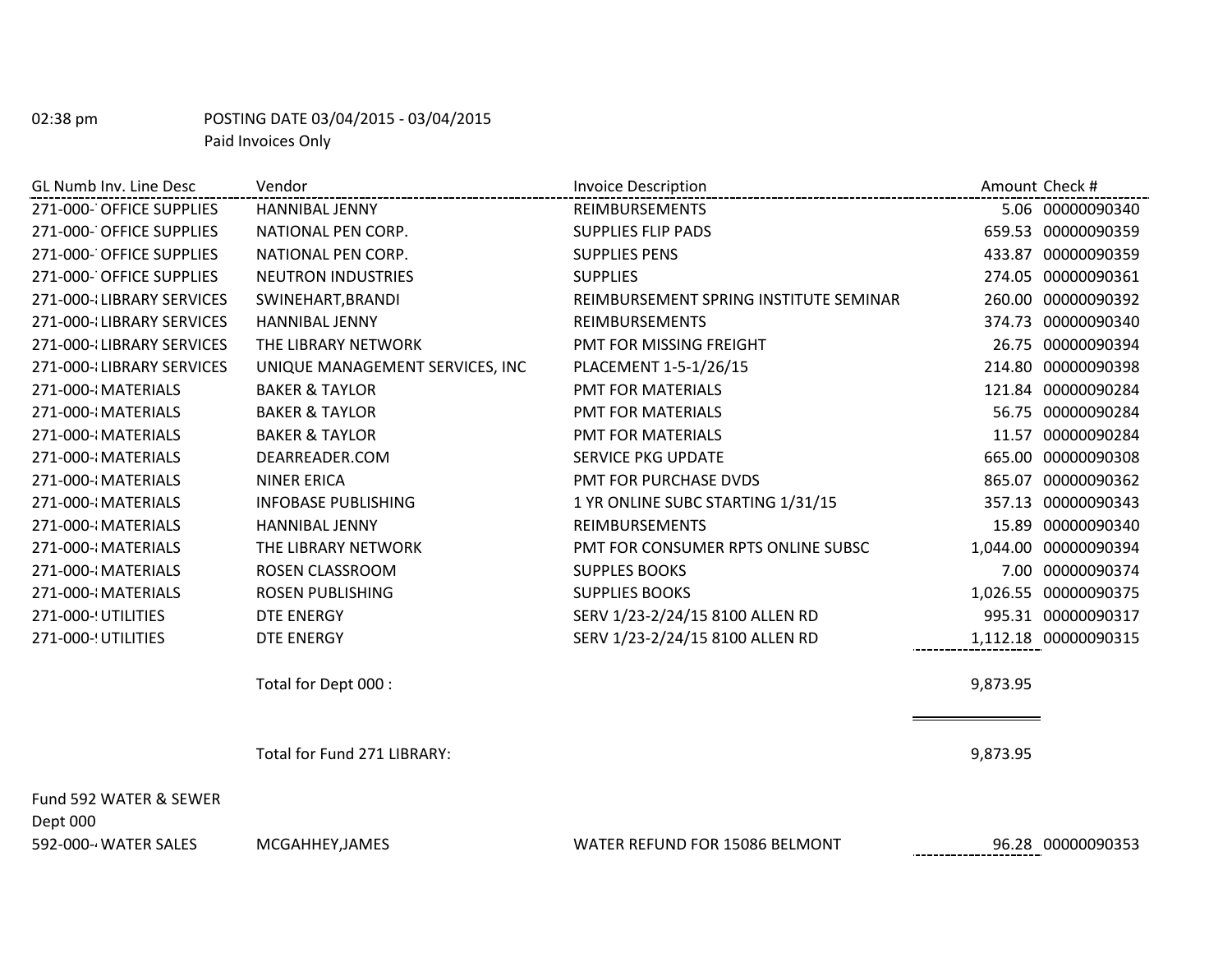02:38 pm POSTING DATE 03/04/2015 - 03/04/2015

Paid Invoices Only

| GL Numb Inv. Line Desc | Vendor | Invoice Description | Amount | Check # |
|---|---|---|---|---|
| 271-000-' OFFICE SUPPLIES | HANNIBAL JENNY | REIMBURSEMENTS | 5.06 | 00000090340 |
| 271-000-' OFFICE SUPPLIES | NATIONAL PEN CORP. | SUPPLIES FLIP PADS | 659.53 | 00000090359 |
| 271-000-' OFFICE SUPPLIES | NATIONAL PEN CORP. | SUPPLIES PENS | 433.87 | 00000090359 |
| 271-000-' OFFICE SUPPLIES | NEUTRON INDUSTRIES | SUPPLIES | 274.05 | 00000090361 |
| 271-000-: LIBRARY SERVICES | SWINEHART,BRANDI | REIMBURSEMENT SPRING INSTITUTE SEMINAR | 260.00 | 00000090392 |
| 271-000-: LIBRARY SERVICES | HANNIBAL JENNY | REIMBURSEMENTS | 374.73 | 00000090340 |
| 271-000-: LIBRARY SERVICES | THE LIBRARY NETWORK | PMT FOR MISSING FREIGHT | 26.75 | 00000090394 |
| 271-000-: LIBRARY SERVICES | UNIQUE MANAGEMENT SERVICES, INC | PLACEMENT 1-5-1/26/15 | 214.80 | 00000090398 |
| 271-000-: MATERIALS | BAKER & TAYLOR | PMT FOR MATERIALS | 121.84 | 00000090284 |
| 271-000-: MATERIALS | BAKER & TAYLOR | PMT FOR MATERIALS | 56.75 | 00000090284 |
| 271-000-: MATERIALS | BAKER & TAYLOR | PMT FOR MATERIALS | 11.57 | 00000090284 |
| 271-000-: MATERIALS | DEARREADER.COM | SERVICE PKG UPDATE | 665.00 | 00000090308 |
| 271-000-: MATERIALS | NINER ERICA | PMT FOR PURCHASE DVDS | 865.07 | 00000090362 |
| 271-000-: MATERIALS | INFOBASE PUBLISHING | 1 YR ONLINE SUBC STARTING 1/31/15 | 357.13 | 00000090343 |
| 271-000-: MATERIALS | HANNIBAL JENNY | REIMBURSEMENTS | 15.89 | 00000090340 |
| 271-000-: MATERIALS | THE LIBRARY NETWORK | PMT FOR CONSUMER RPTS ONLINE SUBSC | 1,044.00 | 00000090394 |
| 271-000-: MATERIALS | ROSEN CLASSROOM | SUPPLES BOOKS | 7.00 | 00000090374 |
| 271-000-: MATERIALS | ROSEN PUBLISHING | SUPPLIES BOOKS | 1,026.55 | 00000090375 |
| 271-000-! UTILITIES | DTE ENERGY | SERV 1/23-2/24/15 8100 ALLEN RD | 995.31 | 00000090317 |
| 271-000-! UTILITIES | DTE ENERGY | SERV 1/23-2/24/15 8100 ALLEN RD | 1,112.18 | 00000090315 |
| | Total for Dept 000 : | | 9,873.95 | |
| | Total for Fund 271 LIBRARY: | | 9,873.95 | |

Fund 592 WATER & SEWER

Dept 000

| GL Numb Inv. Line Desc | Vendor | Invoice Description | Amount | Check # |
|---|---|---|---|---|
| 592-000-4 WATER SALES | MCGAHHEY,JAMES | WATER REFUND FOR 15086 BELMONT | 96.28 | 00000090353 |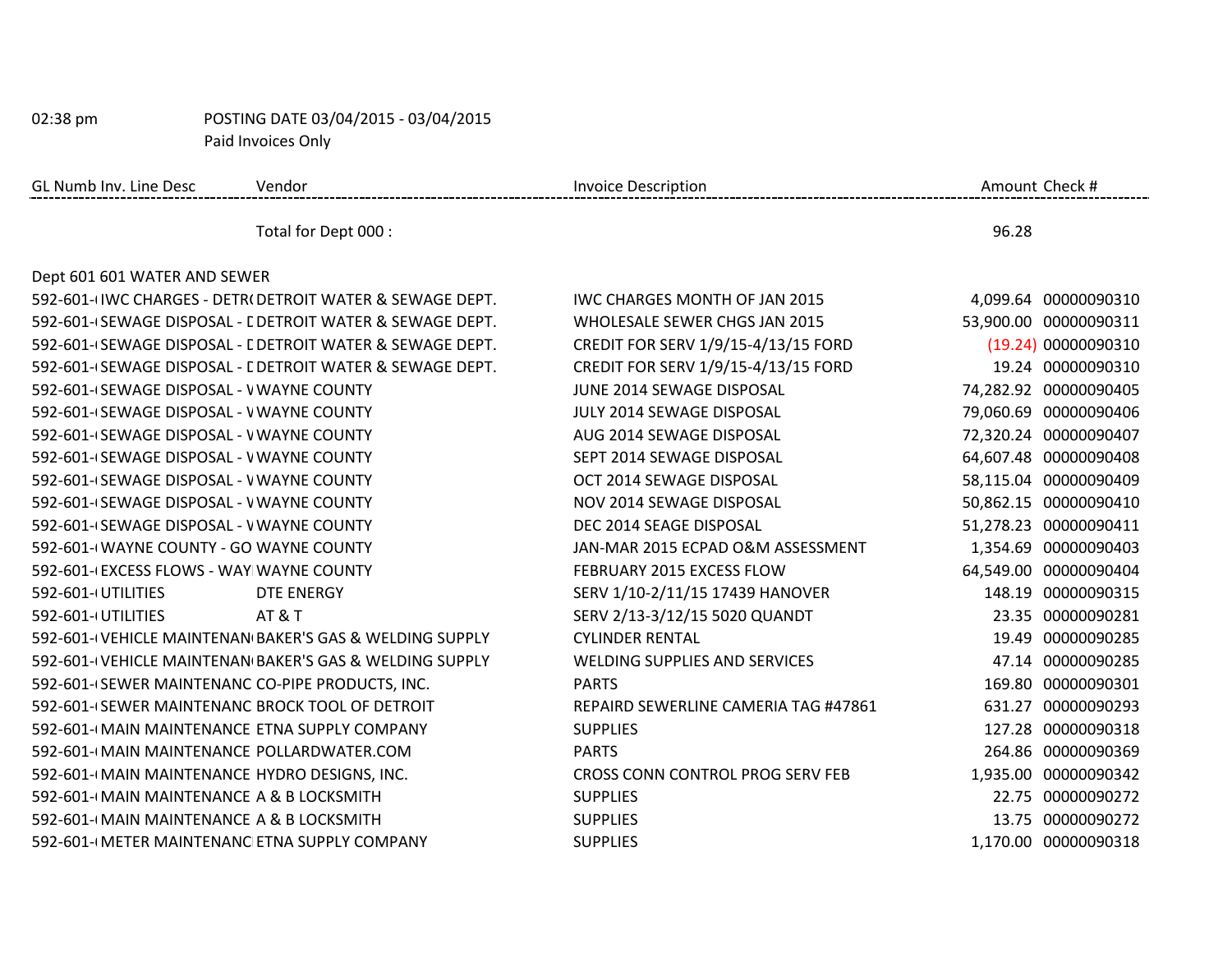02:38 pm POSTING DATE 03/04/2015 - 03/04/2015

Paid Invoices Only

| GL Numb Inv. Line Desc | Vendor | Invoice Description | Amount | Check # |
|---|---|---|---|---|
| | Total for Dept 000 : | | 96.28 | |
| Dept 601 601 WATER AND SEWER | | | | |
| 592-601-( IWC CHARGES - DETR( | DETROIT WATER & SEWAGE DEPT. | IWC CHARGES MONTH OF JAN 2015 | 4,099.64 | 00000090310 |
| 592-601-( SEWAGE DISPOSAL - [ | DETROIT WATER & SEWAGE DEPT. | WHOLESALE SEWER CHGS JAN 2015 | 53,900.00 | 00000090311 |
| 592-601-( SEWAGE DISPOSAL - [ | DETROIT WATER & SEWAGE DEPT. | CREDIT FOR SERV 1/9/15-4/13/15 FORD | (19.24) | 00000090310 |
| 592-601-( SEWAGE DISPOSAL - [ | DETROIT WATER & SEWAGE DEPT. | CREDIT FOR SERV 1/9/15-4/13/15 FORD | 19.24 | 00000090310 |
| 592-601-( SEWAGE DISPOSAL - V | WAYNE COUNTY | JUNE 2014 SEWAGE DISPOSAL | 74,282.92 | 00000090405 |
| 592-601-( SEWAGE DISPOSAL - V | WAYNE COUNTY | JULY 2014 SEWAGE DISPOSAL | 79,060.69 | 00000090406 |
| 592-601-( SEWAGE DISPOSAL - V | WAYNE COUNTY | AUG 2014 SEWAGE DISPOSAL | 72,320.24 | 00000090407 |
| 592-601-( SEWAGE DISPOSAL - V | WAYNE COUNTY | SEPT 2014 SEWAGE DISPOSAL | 64,607.48 | 00000090408 |
| 592-601-( SEWAGE DISPOSAL - V | WAYNE COUNTY | OCT 2014 SEWAGE DISPOSAL | 58,115.04 | 00000090409 |
| 592-601-( SEWAGE DISPOSAL - V | WAYNE COUNTY | NOV 2014 SEWAGE DISPOSAL | 50,862.15 | 00000090410 |
| 592-601-( SEWAGE DISPOSAL - V | WAYNE COUNTY | DEC 2014 SEAGE DISPOSAL | 51,278.23 | 00000090411 |
| 592-601-( WAYNE COUNTY - GO | WAYNE COUNTY | JAN-MAR 2015 ECPAD O&M ASSESSMENT | 1,354.69 | 00000090403 |
| 592-601-( EXCESS FLOWS - WAY | WAYNE COUNTY | FEBRUARY 2015 EXCESS FLOW | 64,549.00 | 00000090404 |
| 592-601-( UTILITIES | DTE ENERGY | SERV 1/10-2/11/15 17439 HANOVER | 148.19 | 00000090315 |
| 592-601-( UTILITIES | AT & T | SERV 2/13-3/12/15 5020 QUANDT | 23.35 | 00000090281 |
| 592-601-( VEHICLE MAINTENAN( | BAKER'S GAS & WELDING SUPPLY | CYLINDER RENTAL | 19.49 | 00000090285 |
| 592-601-( VEHICLE MAINTENAN( | BAKER'S GAS & WELDING SUPPLY | WELDING SUPPLIES AND SERVICES | 47.14 | 00000090285 |
| 592-601-( SEWER MAINTENANC | CO-PIPE PRODUCTS, INC. | PARTS | 169.80 | 00000090301 |
| 592-601-( SEWER MAINTENANC | BROCK TOOL OF DETROIT | REPAIRD SEWERLINE CAMERIA TAG #47861 | 631.27 | 00000090293 |
| 592-601-( MAIN MAINTENANCE | ETNA SUPPLY COMPANY | SUPPLIES | 127.28 | 00000090318 |
| 592-601-( MAIN MAINTENANCE | POLLARDWATER.COM | PARTS | 264.86 | 00000090369 |
| 592-601-( MAIN MAINTENANCE | HYDRO DESIGNS, INC. | CROSS CONN CONTROL PROG SERV FEB | 1,935.00 | 00000090342 |
| 592-601-( MAIN MAINTENANCE | A & B LOCKSMITH | SUPPLIES | 22.75 | 00000090272 |
| 592-601-( MAIN MAINTENANCE | A & B LOCKSMITH | SUPPLIES | 13.75 | 00000090272 |
| 592-601-( METER MAINTENANC | ETNA SUPPLY COMPANY | SUPPLIES | 1,170.00 | 00000090318 |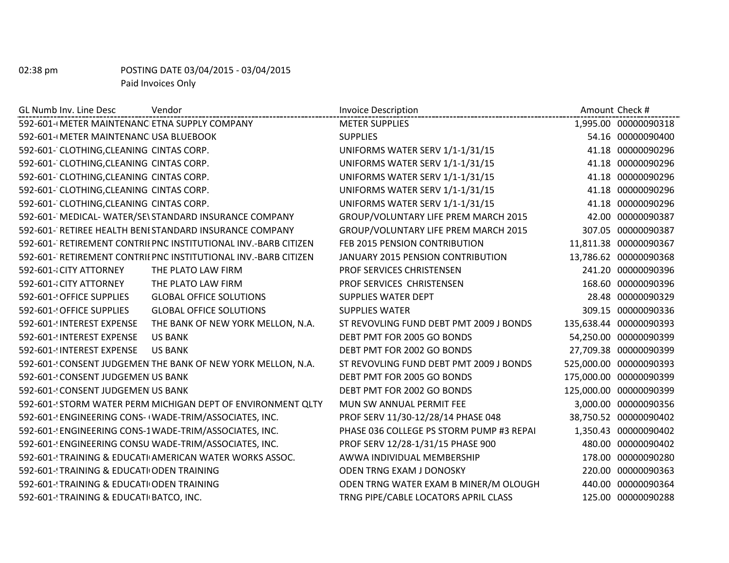02:38 pm POSTING DATE 03/04/2015 - 03/04/2015

Paid Invoices Only

| GL Numb | Inv. Line Desc | Vendor | Invoice Description | Amount | Check # |
|---|---|---|---|---|---|
| 592-601-( | METER MAINTENANC | ETNA SUPPLY COMPANY | METER SUPPLIES | 1,995.00 | 00000090318 |
| 592-601-( | METER MAINTENANC | USA BLUEBOOK | SUPPLIES | 54.16 | 00000090400 |
| 592-601-` | CLOTHING,CLEANING | CINTAS CORP. | UNIFORMS WATER SERV 1/1-1/31/15 | 41.18 | 00000090296 |
| 592-601-` | CLOTHING,CLEANING | CINTAS CORP. | UNIFORMS WATER SERV 1/1-1/31/15 | 41.18 | 00000090296 |
| 592-601-` | CLOTHING,CLEANING | CINTAS CORP. | UNIFORMS WATER SERV 1/1-1/31/15 | 41.18 | 00000090296 |
| 592-601-` | CLOTHING,CLEANING | CINTAS CORP. | UNIFORMS WATER SERV 1/1-1/31/15 | 41.18 | 00000090296 |
| 592-601-` | CLOTHING,CLEANING | CINTAS CORP. | UNIFORMS WATER SERV 1/1-1/31/15 | 41.18 | 00000090296 |
| 592-601-` | MEDICAL- WATER/SE\ | STANDARD INSURANCE COMPANY | GROUP/VOLUNTARY LIFE PREM MARCH 2015 | 42.00 | 00000090387 |
| 592-601-` | RETIREE HEALTH BENI | STANDARD INSURANCE COMPANY | GROUP/VOLUNTARY LIFE PREM MARCH 2015 | 307.05 | 00000090387 |
| 592-601-` | RETIREMENT CONTRII | PNC INSTITUTIONAL INV.-BARB CITIZEN | FEB 2015 PENSION CONTRIBUTION | 11,811.38 | 00000090367 |
| 592-601-` | RETIREMENT CONTRII | PNC INSTITUTIONAL INV.-BARB CITIZEN | JANUARY 2015 PENSION CONTRIBUTION | 13,786.62 | 00000090368 |
| 592-601-: | CITY ATTORNEY | THE PLATO LAW FIRM | PROF SERVICES CHRISTENSEN | 241.20 | 00000090396 |
| 592-601-: | CITY ATTORNEY | THE PLATO LAW FIRM | PROF SERVICES CHRISTENSEN | 168.60 | 00000090396 |
| 592-601-! | OFFICE SUPPLIES | GLOBAL OFFICE SOLUTIONS | SUPPLIES WATER DEPT | 28.48 | 00000090329 |
| 592-601-! | OFFICE SUPPLIES | GLOBAL OFFICE SOLUTIONS | SUPPLIES WATER | 309.15 | 00000090336 |
| 592-601-! | INTEREST EXPENSE | THE BANK OF NEW YORK MELLON, N.A. | ST REVOVLING FUND DEBT PMT 2009 J BONDS | 135,638.44 | 00000090393 |
| 592-601-! | INTEREST EXPENSE | US BANK | DEBT PMT FOR 2005 GO BONDS | 54,250.00 | 00000090399 |
| 592-601-! | INTEREST EXPENSE | US BANK | DEBT PMT FOR 2002 GO BONDS | 27,709.38 | 00000090399 |
| 592-601-! | CONSENT JUDGEMEN | THE BANK OF NEW YORK MELLON, N.A. | ST REVOVLING FUND DEBT PMT 2009 J BONDS | 525,000.00 | 00000090393 |
| 592-601-! | CONSENT JUDGEMEN | US BANK | DEBT PMT FOR 2005 GO BONDS | 175,000.00 | 00000090399 |
| 592-601-! | CONSENT JUDGEMEN | US BANK | DEBT PMT FOR 2002 GO BONDS | 125,000.00 | 00000090399 |
| 592-601-! | STORM WATER PERM | MICHIGAN DEPT OF ENVIRONMENT QLTY | MUN SW ANNUAL PERMIT FEE | 3,000.00 | 00000090356 |
| 592-601-! | ENGINEERING CONS- ( | WADE-TRIM/ASSOCIATES, INC. | PROF SERV 11/30-12/28/14 PHASE 048 | 38,750.52 | 00000090402 |
| 592-601-! | ENGINEERING CONS-1 | WADE-TRIM/ASSOCIATES, INC. | PHASE 036 COLLEGE PS STORM PUMP #3 REPAI | 1,350.43 | 00000090402 |
| 592-601-! | ENGINEERING CONSU | WADE-TRIM/ASSOCIATES, INC. | PROF SERV 12/28-1/31/15 PHASE 900 | 480.00 | 00000090402 |
| 592-601-! | TRAINING & EDUCATI | AMERICAN WATER WORKS ASSOC. | AWWA INDIVIDUAL MEMBERSHIP | 178.00 | 00000090280 |
| 592-601-! | TRAINING & EDUCATI | ODEN TRAINING | ODEN TRNG EXAM J DONOSKY | 220.00 | 00000090363 |
| 592-601-! | TRAINING & EDUCATI | ODEN TRAINING | ODEN TRNG WATER EXAM B MINER/M OLOUGH | 440.00 | 00000090364 |
| 592-601-! | TRAINING & EDUCATI | BATCO, INC. | TRNG PIPE/CABLE LOCATORS APRIL CLASS | 125.00 | 00000090288 |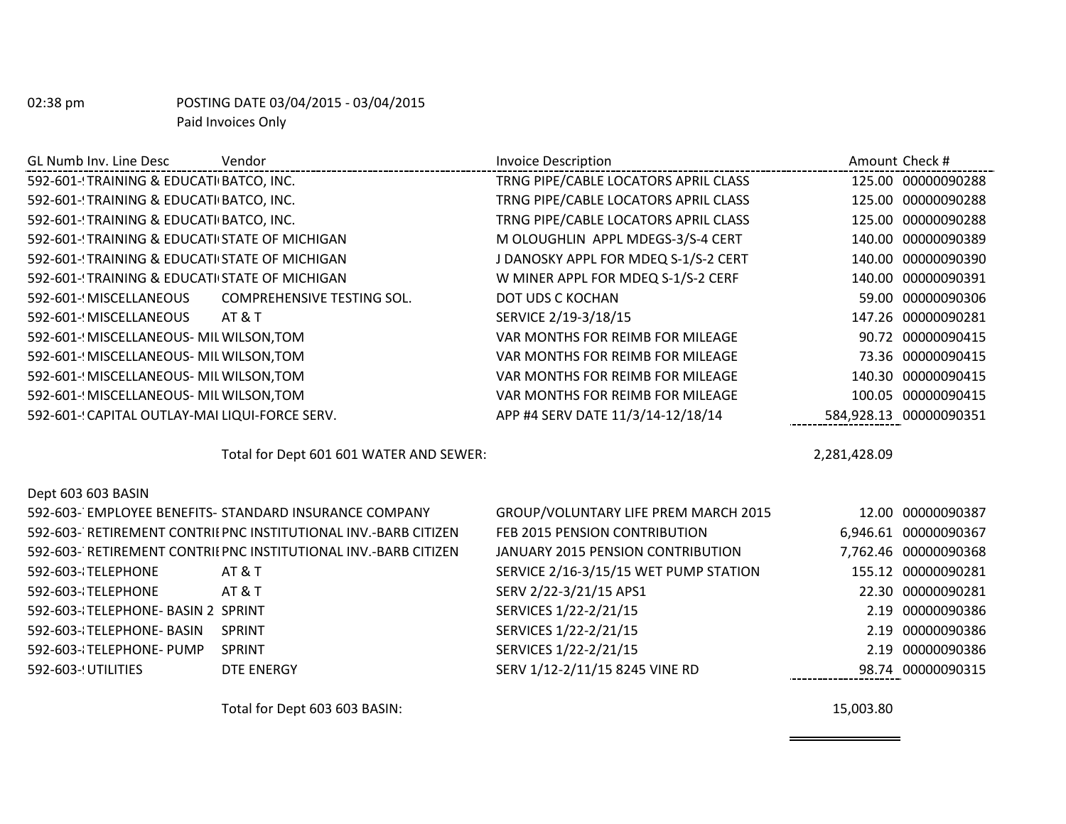02:38 pm POSTING DATE 03/04/2015 - 03/04/2015
Paid Invoices Only

| GL Numb | Inv. Line Desc | Vendor | Invoice Description | Amount | Check # |
|---|---|---|---|---|---|
| 592-601-! | TRAINING & EDUCATI | BATCO, INC. | TRNG PIPE/CABLE LOCATORS APRIL CLASS | 125.00 | 00000090288 |
| 592-601-! | TRAINING & EDUCATI | BATCO, INC. | TRNG PIPE/CABLE LOCATORS APRIL CLASS | 125.00 | 00000090288 |
| 592-601-! | TRAINING & EDUCATI | BATCO, INC. | TRNG PIPE/CABLE LOCATORS APRIL CLASS | 125.00 | 00000090288 |
| 592-601-! | TRAINING & EDUCATI | STATE OF MICHIGAN | M OLOUGHLIN APPL MDEGS-3/S-4 CERT | 140.00 | 00000090389 |
| 592-601-! | TRAINING & EDUCATI | STATE OF MICHIGAN | J DANOSKY APPL FOR MDEQ S-1/S-2 CERT | 140.00 | 00000090390 |
| 592-601-! | TRAINING & EDUCATI | STATE OF MICHIGAN | W MINER APPL FOR MDEQ S-1/S-2 CERF | 140.00 | 00000090391 |
| 592-601-! | MISCELLANEOUS | COMPREHENSIVE TESTING SOL. | DOT UDS C KOCHAN | 59.00 | 00000090306 |
| 592-601-! | MISCELLANEOUS | AT & T | SERVICE 2/19-3/18/15 | 147.26 | 00000090281 |
| 592-601-! | MISCELLANEOUS- MIL | WILSON,TOM | VAR MONTHS FOR REIMB FOR MILEAGE | 90.72 | 00000090415 |
| 592-601-! | MISCELLANEOUS- MIL | WILSON,TOM | VAR MONTHS FOR REIMB FOR MILEAGE | 73.36 | 00000090415 |
| 592-601-! | MISCELLANEOUS- MIL | WILSON,TOM | VAR MONTHS FOR REIMB FOR MILEAGE | 140.30 | 00000090415 |
| 592-601-! | MISCELLANEOUS- MIL | WILSON,TOM | VAR MONTHS FOR REIMB FOR MILEAGE | 100.05 | 00000090415 |
| 592-601-! | CAPITAL OUTLAY-MAI | LIQUI-FORCE SERV. | APP #4 SERV DATE 11/3/14-12/18/14 | 584,928.13 | 00000090351 |
| | | Total for Dept 601 601 WATER AND SEWER: | | 2,281,428.09 | |

Dept 603 603 BASIN

| GL Numb | Inv. Line Desc | Vendor | Invoice Description | Amount | Check # |
|---|---|---|---|---|---|
| 592-603-` | EMPLOYEE BENEFITS- | STANDARD INSURANCE COMPANY | GROUP/VOLUNTARY LIFE PREM MARCH 2015 | 12.00 | 00000090387 |
| 592-603-` | RETIREMENT CONTRI | PNC INSTITUTIONAL INV.-BARB CITIZEN | FEB 2015 PENSION CONTRIBUTION | 6,946.61 | 00000090367 |
| 592-603-` | RETIREMENT CONTRI | PNC INSTITUTIONAL INV.-BARB CITIZEN | JANUARY 2015 PENSION CONTRIBUTION | 7,762.46 | 00000090368 |
| 592-603-: | TELEPHONE | AT & T | SERVICE 2/16-3/15/15 WET PUMP STATION | 155.12 | 00000090281 |
| 592-603-: | TELEPHONE | AT & T | SERV 2/22-3/21/15 APS1 | 22.30 | 00000090281 |
| 592-603-: | TELEPHONE- BASIN 2 | SPRINT | SERVICES 1/22-2/21/15 | 2.19 | 00000090386 |
| 592-603-: | TELEPHONE- BASIN | SPRINT | SERVICES 1/22-2/21/15 | 2.19 | 00000090386 |
| 592-603-: | TELEPHONE- PUMP | SPRINT | SERVICES 1/22-2/21/15 | 2.19 | 00000090386 |
| 592-603-! | UTILITIES | DTE ENERGY | SERV 1/12-2/11/15 8245 VINE RD | 98.74 | 00000090315 |
| | | Total for Dept 603 603 BASIN: | | 15,003.80 | |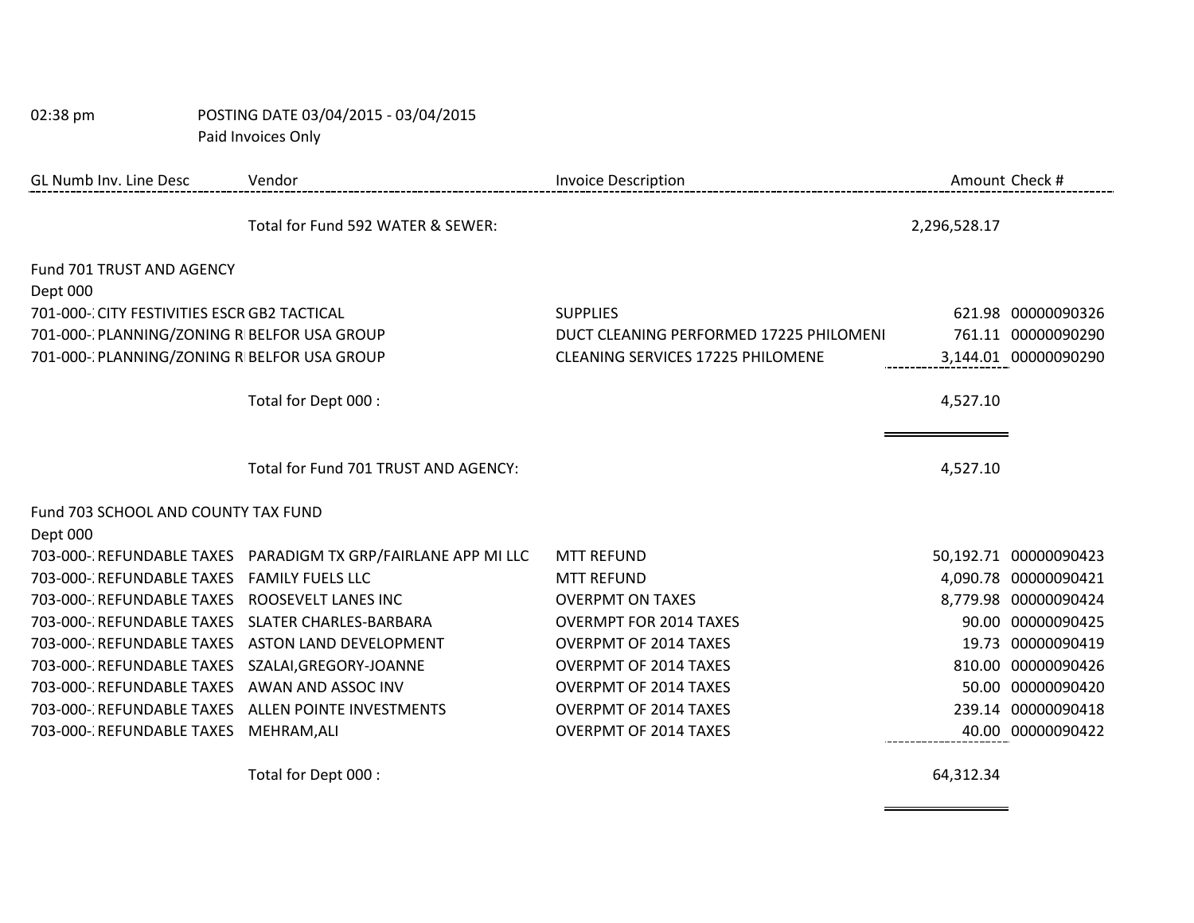02:38 pm POSTING DATE 03/04/2015 - 03/04/2015

Paid Invoices Only

| GL Numb Inv. Line Desc | Vendor | Invoice Description | Amount | Check # |
|---|---|---|---|---|
| | Total for Fund 592 WATER & SEWER: | | 2,296,528.17 | |
| Fund 701 TRUST AND AGENCY | | | | |
| Dept 000 | | | | |
| 701-000-: CITY FESTIVITIES ESCR | GB2 TACTICAL | SUPPLIES | 621.98 | 00000090326 |
| 701-000-: PLANNING/ZONING R | BELFOR USA GROUP | DUCT CLEANING PERFORMED 17225 PHILOMENI | 761.11 | 00000090290 |
| 701-000-: PLANNING/ZONING R | BELFOR USA GROUP | CLEANING SERVICES 17225 PHILOMENE | 3,144.01 | 00000090290 |
| | Total for Dept 000 : | | 4,527.10 | |
| | Total for Fund 701 TRUST AND AGENCY: | | 4,527.10 | |
| Fund 703 SCHOOL AND COUNTY TAX FUND | | | | |
| Dept 000 | | | | |
| 703-000-: REFUNDABLE TAXES | PARADIGM TX GRP/FAIRLANE APP MI LLC | MTT REFUND | 50,192.71 | 00000090423 |
| 703-000-: REFUNDABLE TAXES | FAMILY FUELS LLC | MTT REFUND | 4,090.78 | 00000090421 |
| 703-000-: REFUNDABLE TAXES | ROOSEVELT LANES INC | OVERPMT ON TAXES | 8,779.98 | 00000090424 |
| 703-000-: REFUNDABLE TAXES | SLATER CHARLES-BARBARA | OVERMPT FOR 2014 TAXES | 90.00 | 00000090425 |
| 703-000-: REFUNDABLE TAXES | ASTON LAND DEVELOPMENT | OVERPMT OF 2014 TAXES | 19.73 | 00000090419 |
| 703-000-: REFUNDABLE TAXES | SZALAI,GREGORY-JOANNE | OVERPMT OF 2014 TAXES | 810.00 | 00000090426 |
| 703-000-: REFUNDABLE TAXES | AWAN AND ASSOC INV | OVERPMT OF 2014 TAXES | 50.00 | 00000090420 |
| 703-000-: REFUNDABLE TAXES | ALLEN POINTE INVESTMENTS | OVERPMT OF 2014 TAXES | 239.14 | 00000090418 |
| 703-000-: REFUNDABLE TAXES | MEHRAM,ALI | OVERPMT OF 2014 TAXES | 40.00 | 00000090422 |
| | Total for Dept 000 : | | 64,312.34 | |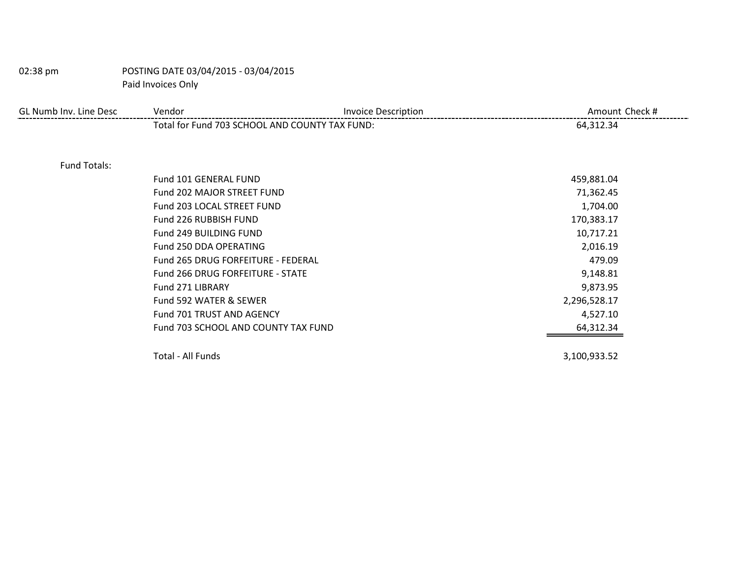02:38 pm POSTING DATE 03/04/2015 - 03/04/2015

Paid Invoices Only

| GL Numb Inv. Line Desc | Vendor | Invoice Description | Amount | Check # |
|---|---|---|---|---|
| | Total for Fund 703 SCHOOL AND COUNTY TAX FUND: | | 64,312.34 | |

| Fund Totals: | | |
|---|---|---|
| | Fund 101 GENERAL FUND | 459,881.04 |
| | Fund 202 MAJOR STREET FUND | 71,362.45 |
| | Fund 203 LOCAL STREET FUND | 1,704.00 |
| | Fund 226 RUBBISH FUND | 170,383.17 |
| | Fund 249 BUILDING FUND | 10,717.21 |
| | Fund 250 DDA OPERATING | 2,016.19 |
| | Fund 265 DRUG FORFEITURE - FEDERAL | 479.09 |
| | Fund 266 DRUG FORFEITURE - STATE | 9,148.81 |
| | Fund 271 LIBRARY | 9,873.95 |
| | Fund 592 WATER & SEWER | 2,296,528.17 |
| | Fund 701 TRUST AND AGENCY | 4,527.10 |
| | Fund 703 SCHOOL AND COUNTY TAX FUND | 64,312.34 |
| | Total - All Funds | 3,100,933.52 |